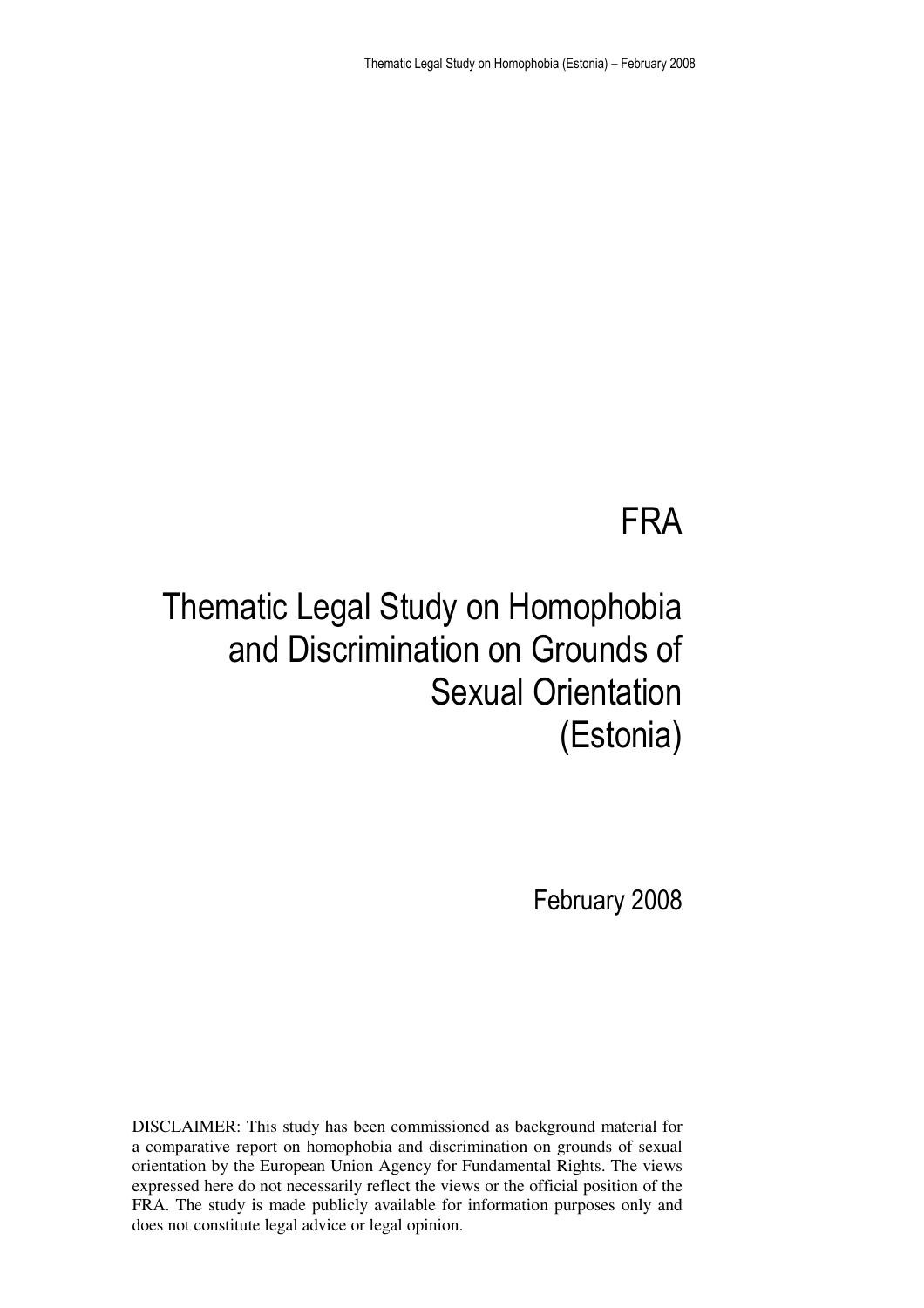# FRA

# Thematic Legal Study on Homophobia and Discrimination on Grounds of Sexual Orientation (Estonia)

February 2008

DISCLAIMER: This study has been commissioned as background material for a comparative report on homophobia and discrimination on grounds of sexual orientation by the European Union Agency for Fundamental Rights. The views expressed here do not necessarily reflect the views or the official position of the FRA. The study is made publicly available for information purposes only and does not constitute legal advice or legal opinion.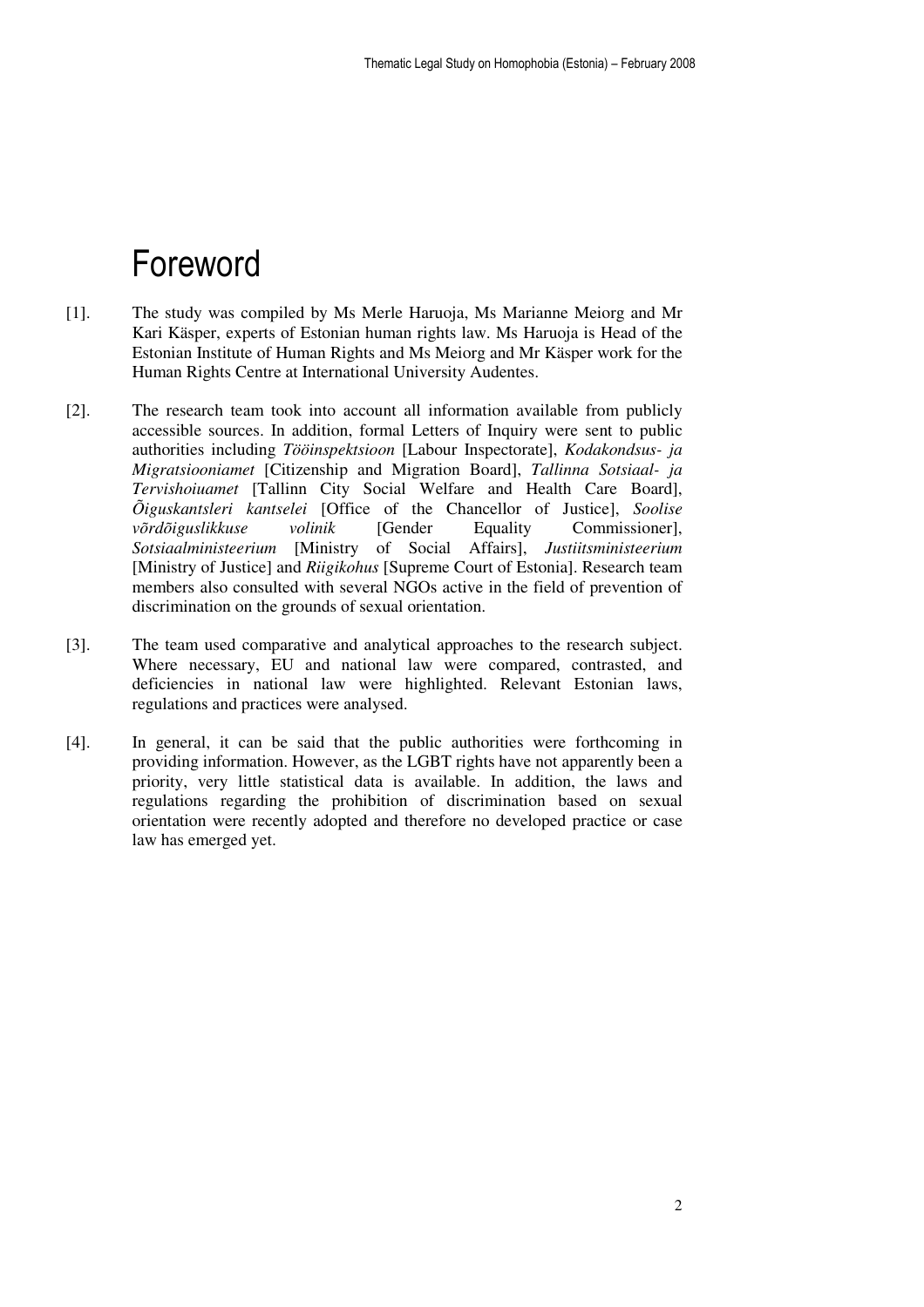# Foreword

[1]. The study was compiled by Ms Merle Haruoja, Ms Marianne Meiorg and Mr Kari Käsper, experts of Estonian human rights law. Ms Haruoja is Head of the Estonian Institute of Human Rights and Ms Meiorg and Mr Käsper work for the Human Rights Centre at International University Audentes.

[2]. The research team took into account all information available from publicly accessible sources. In addition, formal Letters of Inquiry were sent to public authorities including *Tööinspektsioon* [Labour Inspectorate], *Kodakondsus- ja Migratsiooniamet* [Citizenship and Migration Board], *Tallinna Sotsiaal- ja Tervishoiuamet* [Tallinn City Social Welfare and Health Care Board], *Õiguskantsleri kantselei* [Office of the Chancellor of Justice], *Soolise võrdõiguslikkuse volinik* [Gender Equality Commissioner], *Sotsiaalministeerium* [Ministry of Social Affairs], *Justiitsministeerium* [Ministry of Justice] and *Riigikohus* [Supreme Court of Estonia]. Research team members also consulted with several NGOs active in the field of prevention of discrimination on the grounds of sexual orientation.

[3]. The team used comparative and analytical approaches to the research subject. Where necessary, EU and national law were compared, contrasted, and deficiencies in national law were highlighted. Relevant Estonian laws, regulations and practices were analysed.

[4]. In general, it can be said that the public authorities were forthcoming in providing information. However, as the LGBT rights have not apparently been a priority, very little statistical data is available. In addition, the laws and regulations regarding the prohibition of discrimination based on sexual orientation were recently adopted and therefore no developed practice or case law has emerged yet.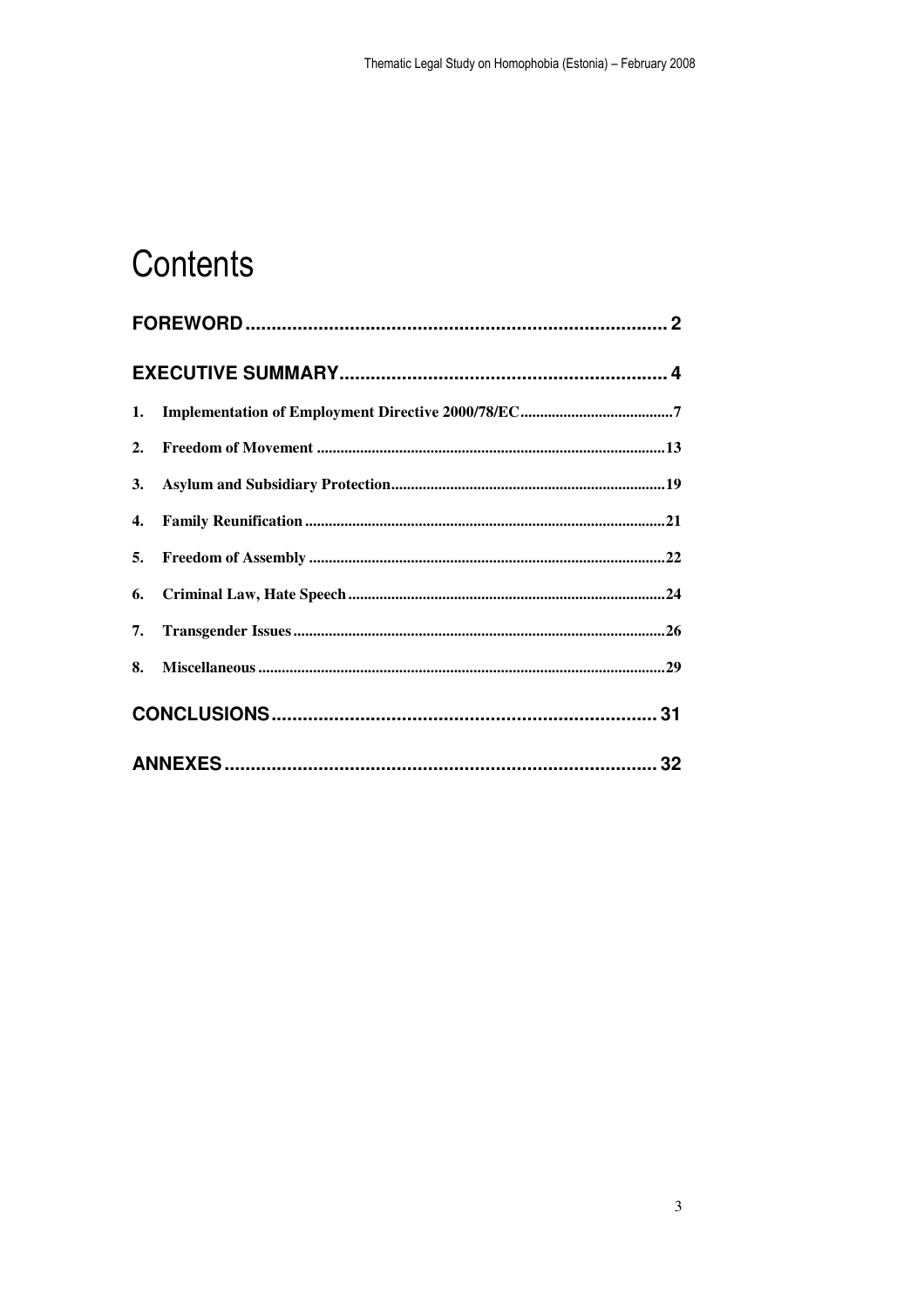# Contents

FOREWORD .......... 2

EXECUTIVE SUMMARY .......... 4

1. Implementation of Employment Directive 2000/78/EC .......... 7
2. Freedom of Movement .......... 13
3. Asylum and Subsidiary Protection .......... 19
4. Family Reunification .......... 21
5. Freedom of Assembly .......... 22
6. Criminal Law, Hate Speech .......... 24
7. Transgender Issues .......... 26
8. Miscellaneous .......... 29

CONCLUSIONS .......... 31

ANNEXES .......... 32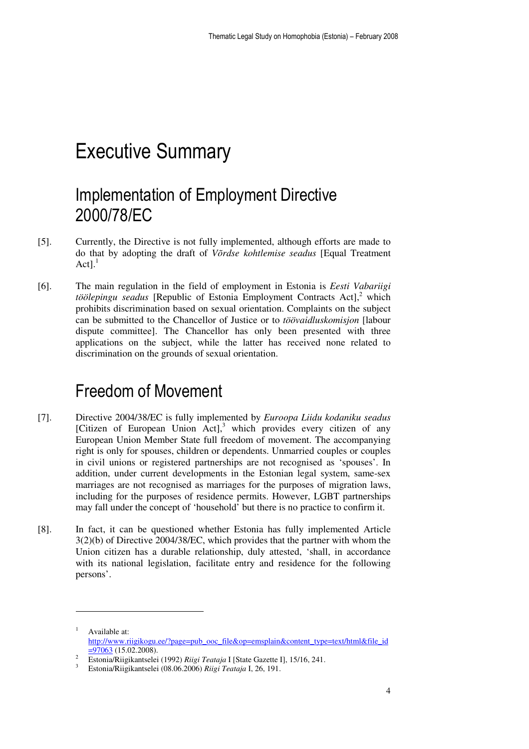# Executive Summary

## Implementation of Employment Directive 2000/78/EC

[5]. Currently, the Directive is not fully implemented, although efforts are made to do that by adopting the draft of *Võrdse kohtlemise seadus* [Equal Treatment Act].[1]

[6]. The main regulation in the field of employment in Estonia is *Eesti Vabariigi töölepingu seadus* [Republic of Estonia Employment Contracts Act],[2] which prohibits discrimination based on sexual orientation. Complaints on the subject can be submitted to the Chancellor of Justice or to *töövaidluskomisjon* [labour dispute committee]. The Chancellor has only been presented with three applications on the subject, while the latter has received none related to discrimination on the grounds of sexual orientation.

## Freedom of Movement

[7]. Directive 2004/38/EC is fully implemented by *Euroopa Liidu kodaniku seadus* [Citizen of European Union Act],[3] which provides every citizen of any European Union Member State full freedom of movement. The accompanying right is only for spouses, children or dependents. Unmarried couples or couples in civil unions or registered partnerships are not recognised as 'spouses'. In addition, under current developments in the Estonian legal system, same-sex marriages are not recognised as marriages for the purposes of migration laws, including for the purposes of residence permits. However, LGBT partnerships may fall under the concept of 'household' but there is no practice to confirm it.

[8]. In fact, it can be questioned whether Estonia has fully implemented Article 3(2)(b) of Directive 2004/38/EC, which provides that the partner with whom the Union citizen has a durable relationship, duly attested, 'shall, in accordance with its national legislation, facilitate entry and residence for the following persons'.

---

[1] Available at: http://www.riigikogu.ee/?page=pub_ooc_file&op=emsplain&content_type=text/html&file_id=97063 (15.02.2008).

[2] Estonia/Riigikantselei (1992) *Riigi Teataja* I [State Gazette I], 15/16, 241.

[3] Estonia/Riigikantselei (08.06.2006) *Riigi Teataja* I, 26, 191.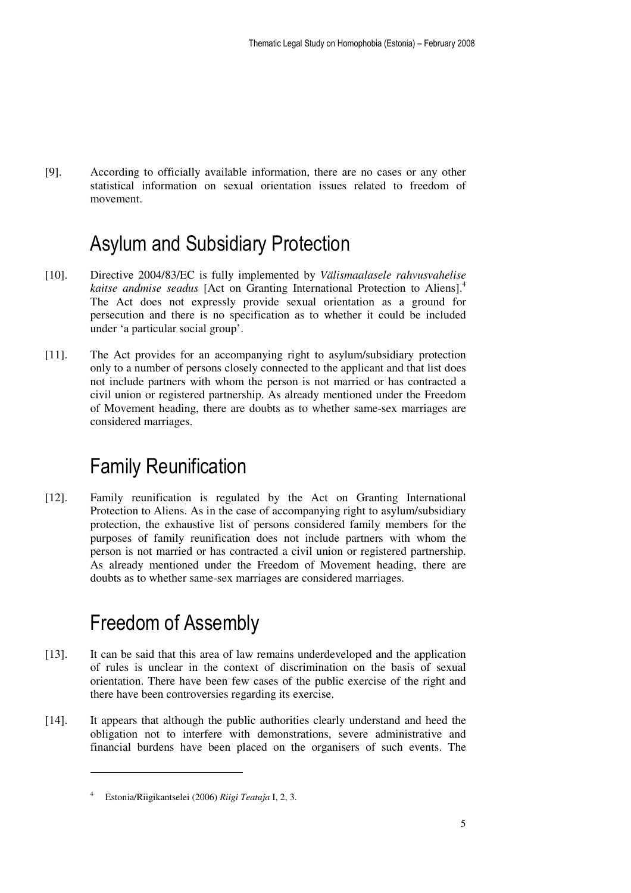[9]. According to officially available information, there are no cases or any other statistical information on sexual orientation issues related to freedom of movement.

## Asylum and Subsidiary Protection

[10]. Directive 2004/83/EC is fully implemented by *Välismaalasele rahvusvahelise kaitse andmise seadus* [Act on Granting International Protection to Aliens].[4] The Act does not expressly provide sexual orientation as a ground for persecution and there is no specification as to whether it could be included under 'a particular social group'.

[11]. The Act provides for an accompanying right to asylum/subsidiary protection only to a number of persons closely connected to the applicant and that list does not include partners with whom the person is not married or has contracted a civil union or registered partnership. As already mentioned under the Freedom of Movement heading, there are doubts as to whether same-sex marriages are considered marriages.

## Family Reunification

[12]. Family reunification is regulated by the Act on Granting International Protection to Aliens. As in the case of accompanying right to asylum/subsidiary protection, the exhaustive list of persons considered family members for the purposes of family reunification does not include partners with whom the person is not married or has contracted a civil union or registered partnership. As already mentioned under the Freedom of Movement heading, there are doubts as to whether same-sex marriages are considered marriages.

## Freedom of Assembly

[13]. It can be said that this area of law remains underdeveloped and the application of rules is unclear in the context of discrimination on the basis of sexual orientation. There have been few cases of the public exercise of the right and there have been controversies regarding its exercise.

[14]. It appears that although the public authorities clearly understand and heed the obligation not to interfere with demonstrations, severe administrative and financial burdens have been placed on the organisers of such events. The

[4] Estonia/Riigikantselei (2006) *Riigi Teataja* I, 2, 3.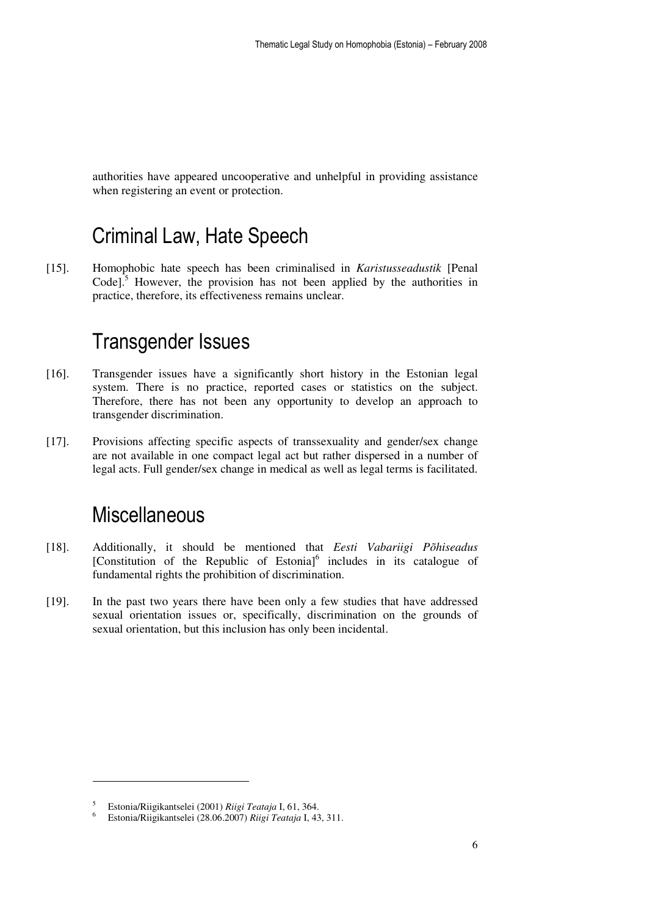authorities have appeared uncooperative and unhelpful in providing assistance when registering an event or protection.

## Criminal Law, Hate Speech

[15]. Homophobic hate speech has been criminalised in *Karistusseadustik* [Penal Code].[5] However, the provision has not been applied by the authorities in practice, therefore, its effectiveness remains unclear.

## Transgender Issues

[16]. Transgender issues have a significantly short history in the Estonian legal system. There is no practice, reported cases or statistics on the subject. Therefore, there has not been any opportunity to develop an approach to transgender discrimination.

[17]. Provisions affecting specific aspects of transsexuality and gender/sex change are not available in one compact legal act but rather dispersed in a number of legal acts. Full gender/sex change in medical as well as legal terms is facilitated.

## Miscellaneous

[18]. Additionally, it should be mentioned that *Eesti Vabariigi Põhiseadus* [Constitution of the Republic of Estonia][6] includes in its catalogue of fundamental rights the prohibition of discrimination.

[19]. In the past two years there have been only a few studies that have addressed sexual orientation issues or, specifically, discrimination on the grounds of sexual orientation, but this inclusion has only been incidental.

---

[5] Estonia/Riigikantselei (2001) *Riigi Teataja* I, 61, 364.

[6] Estonia/Riigikantselei (28.06.2007) *Riigi Teataja* I, 43, 311.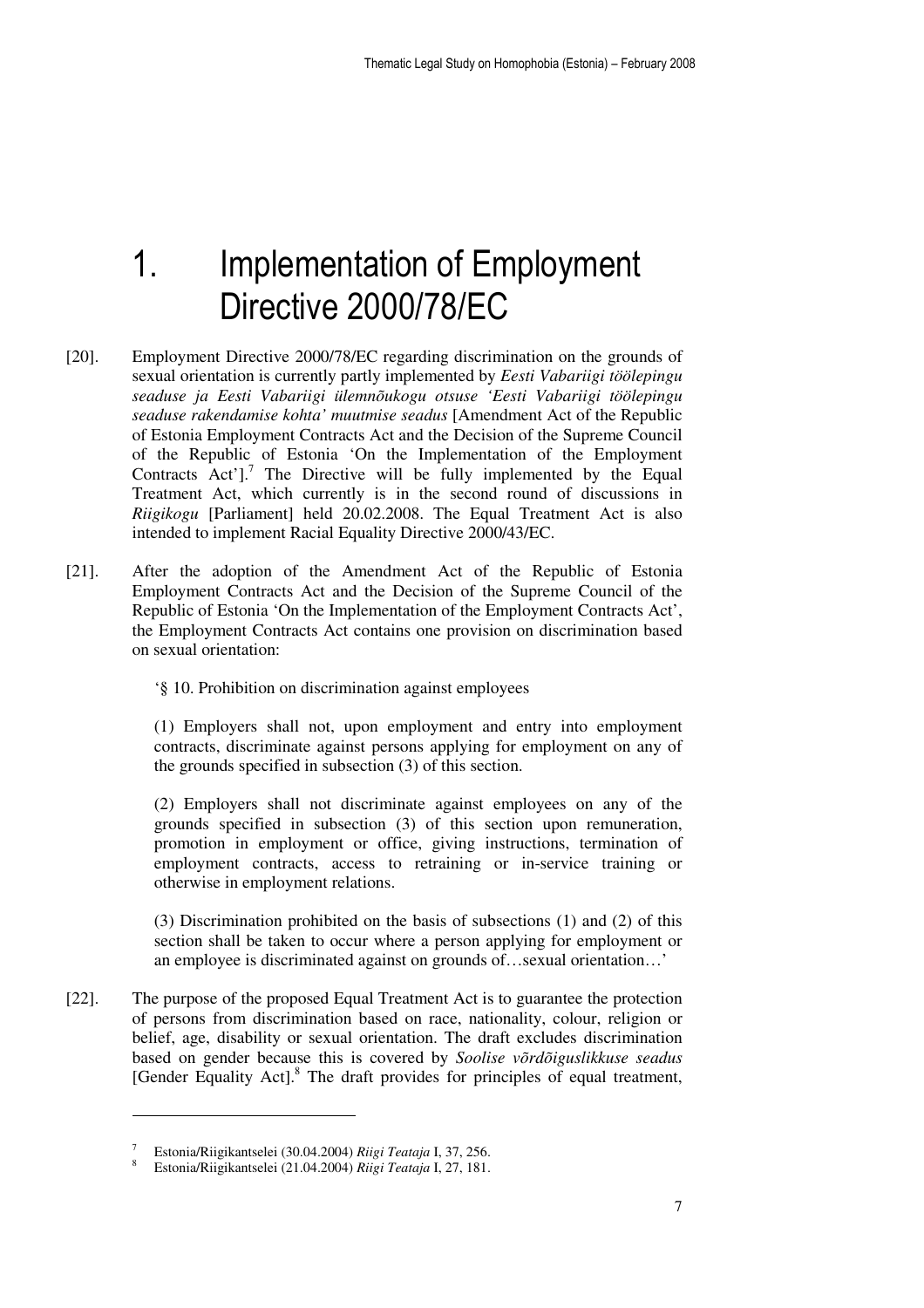# 1. Implementation of Employment Directive 2000/78/EC

[20]. Employment Directive 2000/78/EC regarding discrimination on the grounds of sexual orientation is currently partly implemented by *Eesti Vabariigi töölepingu seaduse ja Eesti Vabariigi ülemnõukogu otsuse 'Eesti Vabariigi töölepingu seaduse rakendamise kohta' muutmise seadus* [Amendment Act of the Republic of Estonia Employment Contracts Act and the Decision of the Supreme Council of the Republic of Estonia 'On the Implementation of the Employment Contracts Act'].[7] The Directive will be fully implemented by the Equal Treatment Act, which currently is in the second round of discussions in *Riigikogu* [Parliament] held 20.02.2008. The Equal Treatment Act is also intended to implement Racial Equality Directive 2000/43/EC.

[21]. After the adoption of the Amendment Act of the Republic of Estonia Employment Contracts Act and the Decision of the Supreme Council of the Republic of Estonia 'On the Implementation of the Employment Contracts Act', the Employment Contracts Act contains one provision on discrimination based on sexual orientation:

> '§ 10. Prohibition on discrimination against employees
>
> (1) Employers shall not, upon employment and entry into employment contracts, discriminate against persons applying for employment on any of the grounds specified in subsection (3) of this section.
>
> (2) Employers shall not discriminate against employees on any of the grounds specified in subsection (3) of this section upon remuneration, promotion in employment or office, giving instructions, termination of employment contracts, access to retraining or in-service training or otherwise in employment relations.
>
> (3) Discrimination prohibited on the basis of subsections (1) and (2) of this section shall be taken to occur where a person applying for employment or an employee is discriminated against on grounds of…sexual orientation…'

[22]. The purpose of the proposed Equal Treatment Act is to guarantee the protection of persons from discrimination based on race, nationality, colour, religion or belief, age, disability or sexual orientation. The draft excludes discrimination based on gender because this is covered by *Soolise võrdõiguslikkuse seadus* [Gender Equality Act].[8] The draft provides for principles of equal treatment,

---

[7] Estonia/Riigikantselei (30.04.2004) *Riigi Teataja* I, 37, 256.

[8] Estonia/Riigikantselei (21.04.2004) *Riigi Teataja* I, 27, 181.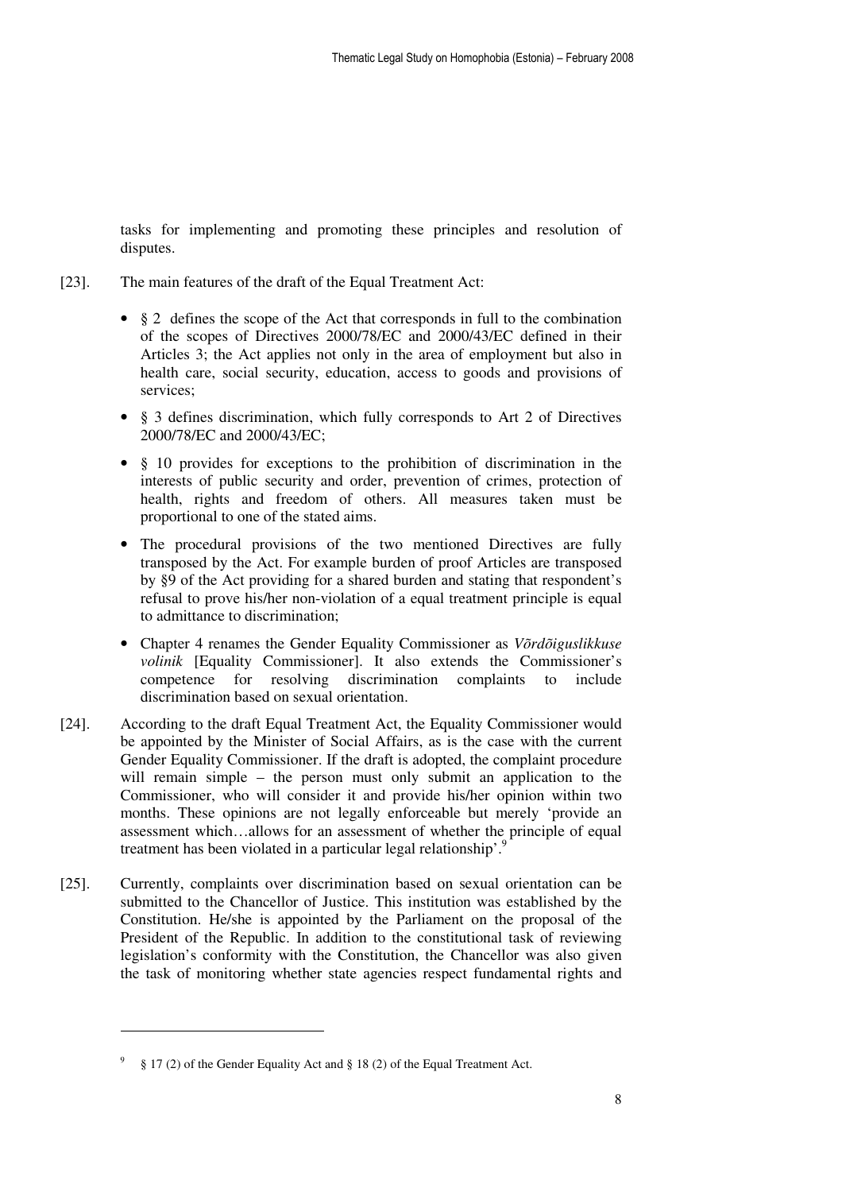tasks for implementing and promoting these principles and resolution of disputes.

[23]. The main features of the draft of the Equal Treatment Act:

- § 2 defines the scope of the Act that corresponds in full to the combination of the scopes of Directives 2000/78/EC and 2000/43/EC defined in their Articles 3; the Act applies not only in the area of employment but also in health care, social security, education, access to goods and provisions of services;
- § 3 defines discrimination, which fully corresponds to Art 2 of Directives 2000/78/EC and 2000/43/EC;
- § 10 provides for exceptions to the prohibition of discrimination in the interests of public security and order, prevention of crimes, protection of health, rights and freedom of others. All measures taken must be proportional to one of the stated aims.
- The procedural provisions of the two mentioned Directives are fully transposed by the Act. For example burden of proof Articles are transposed by §9 of the Act providing for a shared burden and stating that respondent's refusal to prove his/her non-violation of a equal treatment principle is equal to admittance to discrimination;
- Chapter 4 renames the Gender Equality Commissioner as *Võrdõiguslikkuse volinik* [Equality Commissioner]. It also extends the Commissioner's competence for resolving discrimination complaints to include discrimination based on sexual orientation.

[24]. According to the draft Equal Treatment Act, the Equality Commissioner would be appointed by the Minister of Social Affairs, as is the case with the current Gender Equality Commissioner. If the draft is adopted, the complaint procedure will remain simple – the person must only submit an application to the Commissioner, who will consider it and provide his/her opinion within two months. These opinions are not legally enforceable but merely 'provide an assessment which…allows for an assessment of whether the principle of equal treatment has been violated in a particular legal relationship'.[9]

[25]. Currently, complaints over discrimination based on sexual orientation can be submitted to the Chancellor of Justice. This institution was established by the Constitution. He/she is appointed by the Parliament on the proposal of the President of the Republic. In addition to the constitutional task of reviewing legislation's conformity with the Constitution, the Chancellor was also given the task of monitoring whether state agencies respect fundamental rights and

---

[9] § 17 (2) of the Gender Equality Act and § 18 (2) of the Equal Treatment Act.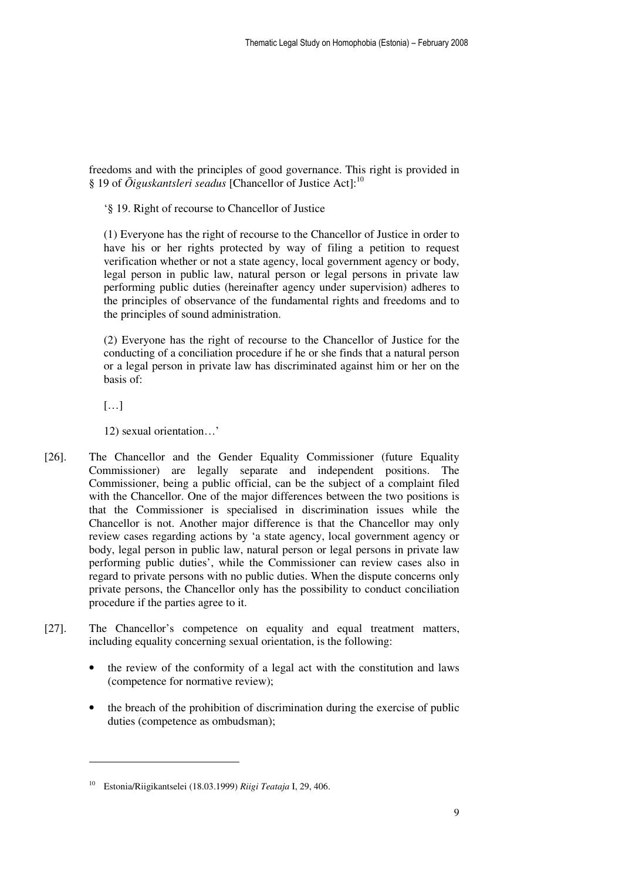freedoms and with the principles of good governance. This right is provided in § 19 of *Õiguskantsleri seadus* [Chancellor of Justice Act]:[10]

> '§ 19. Right of recourse to Chancellor of Justice
>
> (1) Everyone has the right of recourse to the Chancellor of Justice in order to have his or her rights protected by way of filing a petition to request verification whether or not a state agency, local government agency or body, legal person in public law, natural person or legal persons in private law performing public duties (hereinafter agency under supervision) adheres to the principles of observance of the fundamental rights and freedoms and to the principles of sound administration.
>
> (2) Everyone has the right of recourse to the Chancellor of Justice for the conducting of a conciliation procedure if he or she finds that a natural person or a legal person in private law has discriminated against him or her on the basis of:
>
> […]
>
> 12) sexual orientation…'

[26]. The Chancellor and the Gender Equality Commissioner (future Equality Commissioner) are legally separate and independent positions. The Commissioner, being a public official, can be the subject of a complaint filed with the Chancellor. One of the major differences between the two positions is that the Commissioner is specialised in discrimination issues while the Chancellor is not. Another major difference is that the Chancellor may only review cases regarding actions by 'a state agency, local government agency or body, legal person in public law, natural person or legal persons in private law performing public duties', while the Commissioner can review cases also in regard to private persons with no public duties. When the dispute concerns only private persons, the Chancellor only has the possibility to conduct conciliation procedure if the parties agree to it.

[27]. The Chancellor's competence on equality and equal treatment matters, including equality concerning sexual orientation, is the following:

- the review of the conformity of a legal act with the constitution and laws (competence for normative review);
- the breach of the prohibition of discrimination during the exercise of public duties (competence as ombudsman);

---

[10] Estonia/Riigikantselei (18.03.1999) *Riigi Teataja* I, 29, 406.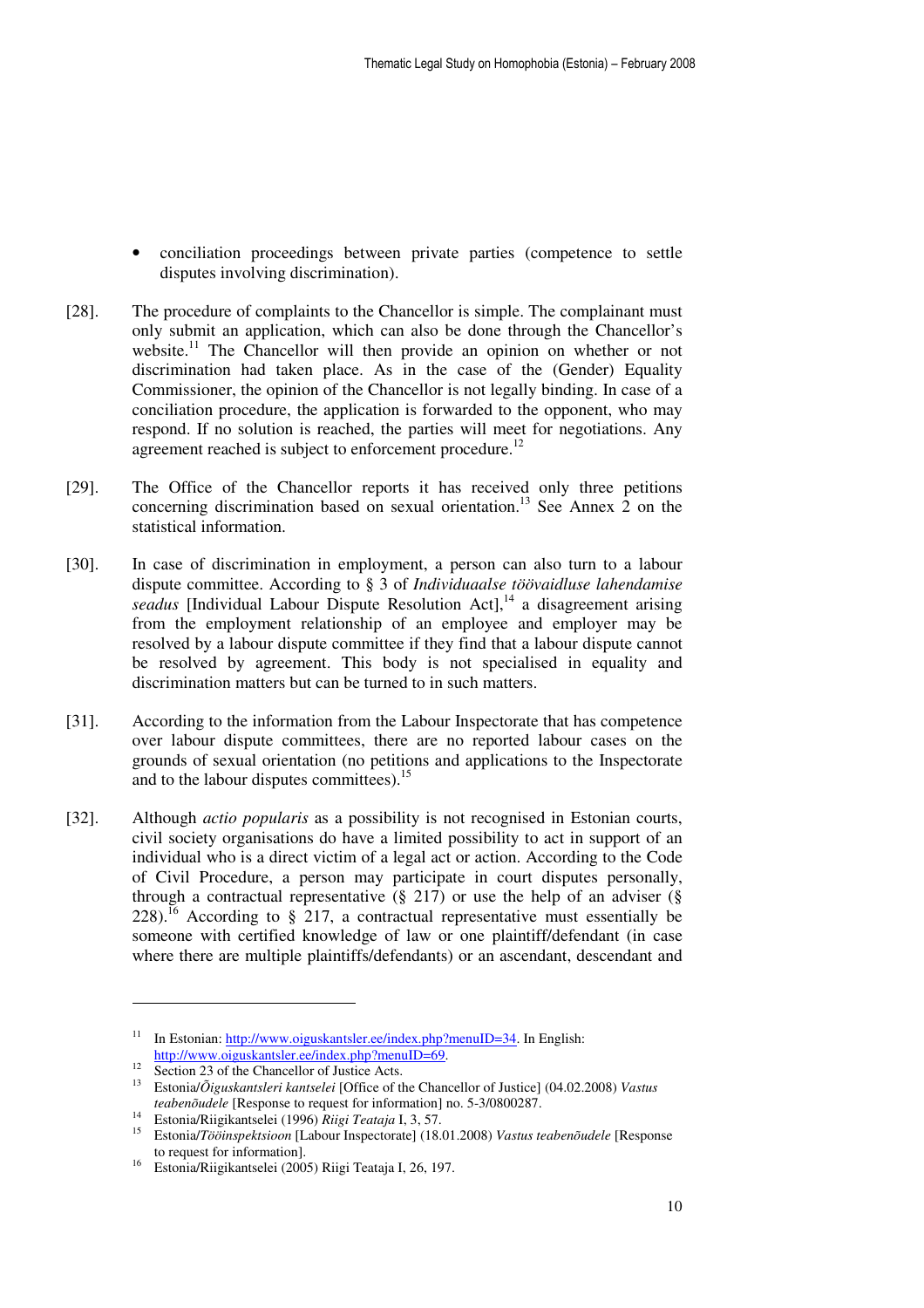- conciliation proceedings between private parties (competence to settle disputes involving discrimination).

[28]. The procedure of complaints to the Chancellor is simple. The complainant must only submit an application, which can also be done through the Chancellor's website.[11] The Chancellor will then provide an opinion on whether or not discrimination had taken place. As in the case of the (Gender) Equality Commissioner, the opinion of the Chancellor is not legally binding. In case of a conciliation procedure, the application is forwarded to the opponent, who may respond. If no solution is reached, the parties will meet for negotiations. Any agreement reached is subject to enforcement procedure.[12]

[29]. The Office of the Chancellor reports it has received only three petitions concerning discrimination based on sexual orientation.[13] See Annex 2 on the statistical information.

[30]. In case of discrimination in employment, a person can also turn to a labour dispute committee. According to § 3 of *Individuaalse töövaidluse lahendamise seadus* [Individual Labour Dispute Resolution Act],[14] a disagreement arising from the employment relationship of an employee and employer may be resolved by a labour dispute committee if they find that a labour dispute cannot be resolved by agreement. This body is not specialised in equality and discrimination matters but can be turned to in such matters.

[31]. According to the information from the Labour Inspectorate that has competence over labour dispute committees, there are no reported labour cases on the grounds of sexual orientation (no petitions and applications to the Inspectorate and to the labour disputes committees).[15]

[32]. Although *actio popularis* as a possibility is not recognised in Estonian courts, civil society organisations do have a limited possibility to act in support of an individual who is a direct victim of a legal act or action. According to the Code of Civil Procedure, a person may participate in court disputes personally, through a contractual representative (§ 217) or use the help of an adviser (§ 228).[16] According to § 217, a contractual representative must essentially be someone with certified knowledge of law or one plaintiff/defendant (in case where there are multiple plaintiffs/defendants) or an ascendant, descendant and

---

[11] In Estonian: http://www.oiguskantsler.ee/index.php?menuID=34. In English: http://www.oiguskantsler.ee/index.php?menuID=69.

[12] Section 23 of the Chancellor of Justice Acts.

[13] Estonia/*Õiguskantsleri kantselei* [Office of the Chancellor of Justice] (04.02.2008) *Vastus teabenõudele* [Response to request for information] no. 5-3/0800287.

[14] Estonia/Riigikantselei (1996) *Riigi Teataja* I, 3, 57.

[15] Estonia/*Tööinspektsioon* [Labour Inspectorate] (18.01.2008) *Vastus teabenõudele* [Response to request for information].

[16] Estonia/Riigikantselei (2005) Riigi Teataja I, 26, 197.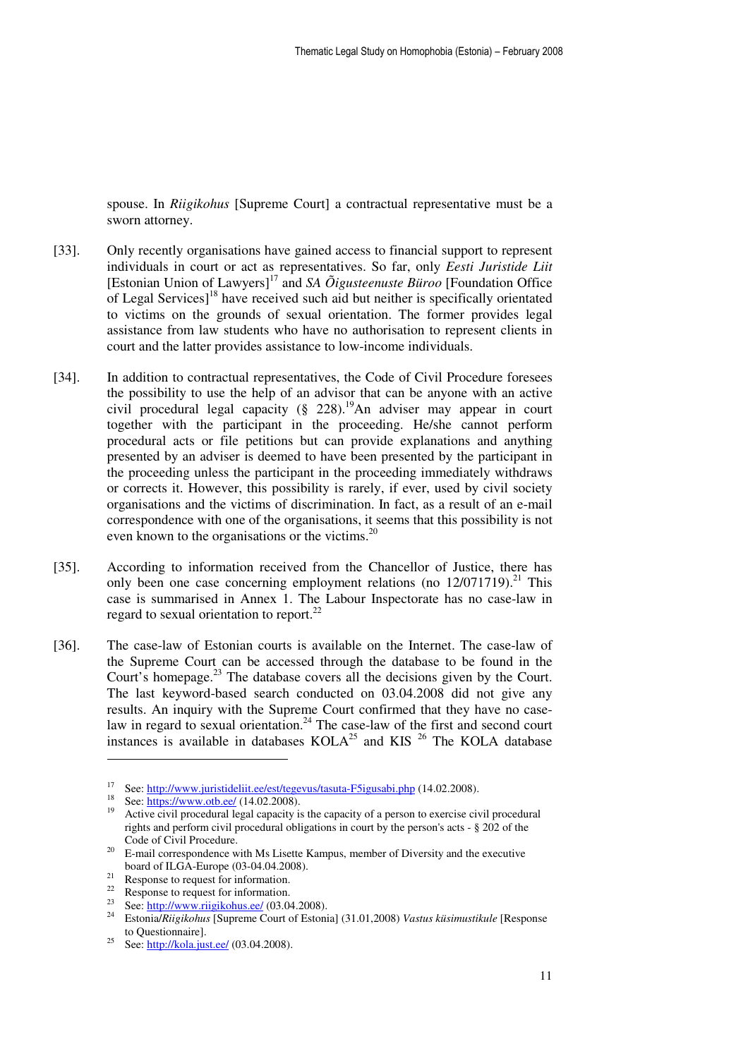spouse. In *Riigikohus* [Supreme Court] a contractual representative must be a sworn attorney.

[33]. Only recently organisations have gained access to financial support to represent individuals in court or act as representatives. So far, only *Eesti Juristide Liit* [Estonian Union of Lawyers][17] and *SA Õigusteenuste Büroo* [Foundation Office of Legal Services][18] have received such aid but neither is specifically orientated to victims on the grounds of sexual orientation. The former provides legal assistance from law students who have no authorisation to represent clients in court and the latter provides assistance to low-income individuals.

[34]. In addition to contractual representatives, the Code of Civil Procedure foresees the possibility to use the help of an advisor that can be anyone with an active civil procedural legal capacity (§ 228).[19]An adviser may appear in court together with the participant in the proceeding. He/she cannot perform procedural acts or file petitions but can provide explanations and anything presented by an adviser is deemed to have been presented by the participant in the proceeding unless the participant in the proceeding immediately withdraws or corrects it. However, this possibility is rarely, if ever, used by civil society organisations and the victims of discrimination. In fact, as a result of an e-mail correspondence with one of the organisations, it seems that this possibility is not even known to the organisations or the victims.[20]

[35]. According to information received from the Chancellor of Justice, there has only been one case concerning employment relations (no 12/071719).[21] This case is summarised in Annex 1. The Labour Inspectorate has no case-law in regard to sexual orientation to report.[22]

[36]. The case-law of Estonian courts is available on the Internet. The case-law of the Supreme Court can be accessed through the database to be found in the Court's homepage.[23] The database covers all the decisions given by the Court. The last keyword-based search conducted on 03.04.2008 did not give any results. An inquiry with the Supreme Court confirmed that they have no case-law in regard to sexual orientation.[24] The case-law of the first and second court instances is available in databases KOLA[25] and KIS [26] The KOLA database

---

[17] See: http://www.juristideliit.ee/est/tegevus/tasuta-F5igusabi.php (14.02.2008).

[18] See: https://www.otb.ee/ (14.02.2008).

[19] Active civil procedural legal capacity is the capacity of a person to exercise civil procedural rights and perform civil procedural obligations in court by the person's acts - § 202 of the Code of Civil Procedure.

[20] E-mail correspondence with Ms Lisette Kampus, member of Diversity and the executive board of ILGA-Europe (03-04.04.2008).

[21] Response to request for information.

[22] Response to request for information.

[23] See: http://www.riigikohus.ee/ (03.04.2008).

[24] Estonia/*Riigikohus* [Supreme Court of Estonia] (31.01,2008) *Vastus küsimustikule* [Response to Questionnaire].

[25] See: http://kola.just.ee/ (03.04.2008).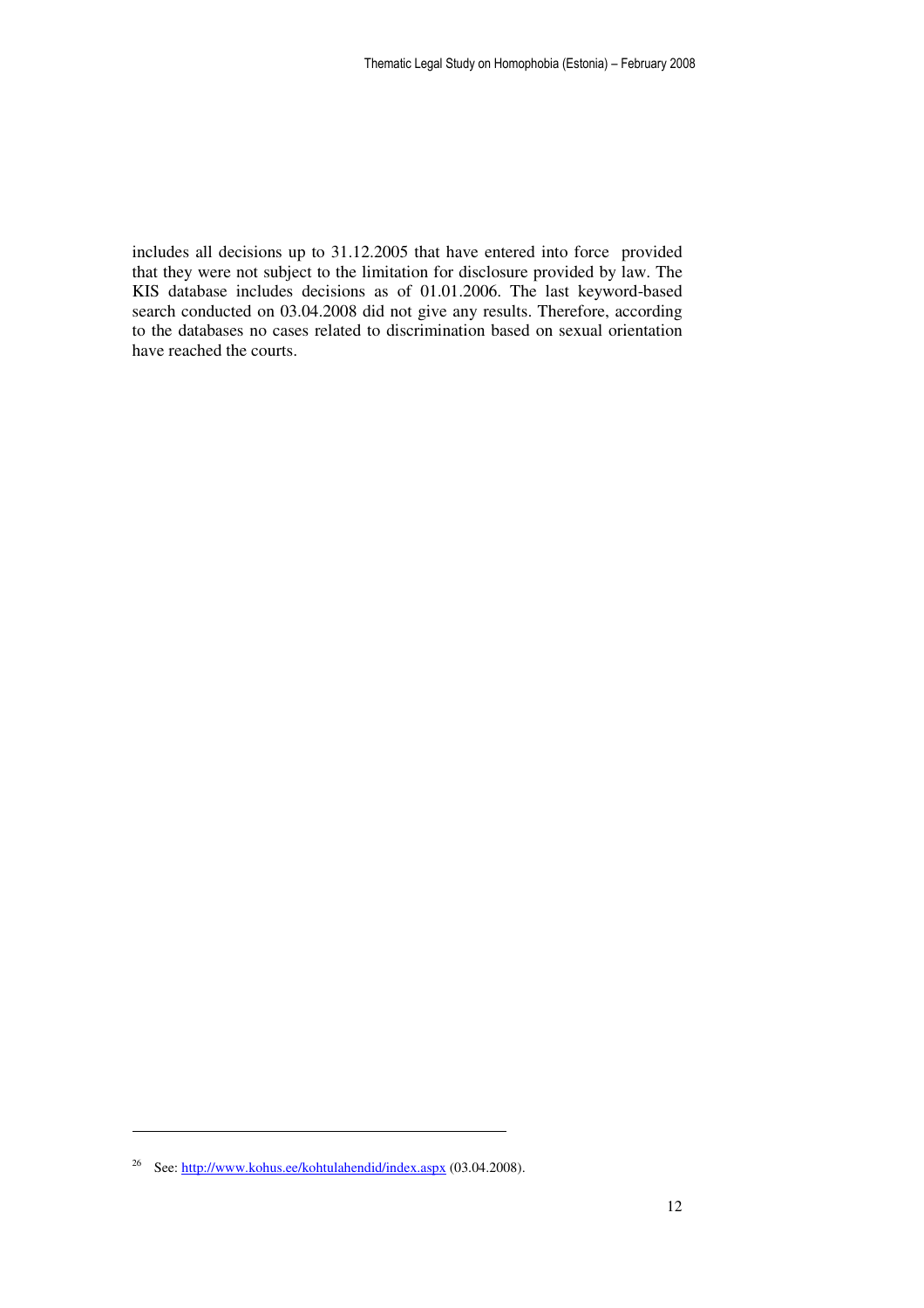includes all decisions up to 31.12.2005 that have entered into force provided that they were not subject to the limitation for disclosure provided by law. The KIS database includes decisions as of 01.01.2006. The last keyword-based search conducted on 03.04.2008 did not give any results. Therefore, according to the databases no cases related to discrimination based on sexual orientation have reached the courts.

---

[26] See: http://www.kohus.ee/kohtulahendid/index.aspx (03.04.2008).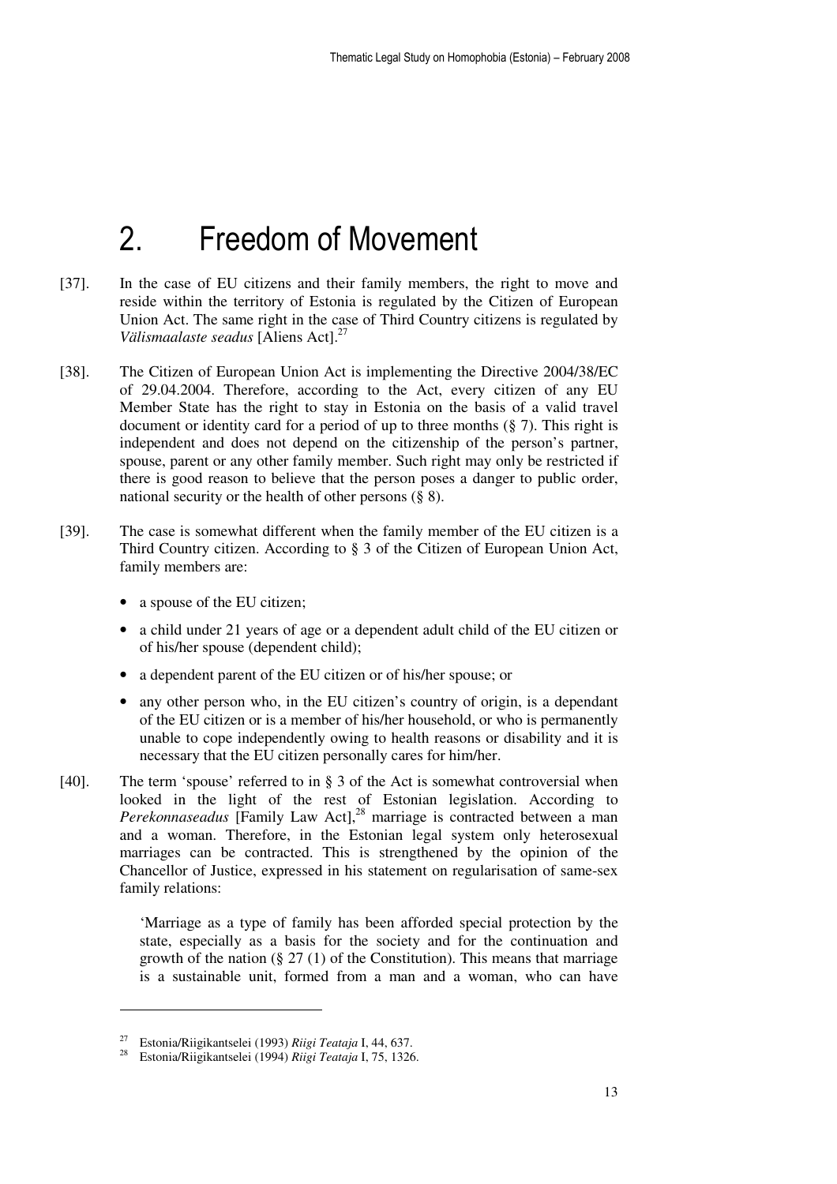# 2. Freedom of Movement

[37]. In the case of EU citizens and their family members, the right to move and reside within the territory of Estonia is regulated by the Citizen of European Union Act. The same right in the case of Third Country citizens is regulated by *Välismaalaste seadus* [Aliens Act].[27]

[38]. The Citizen of European Union Act is implementing the Directive 2004/38/EC of 29.04.2004. Therefore, according to the Act, every citizen of any EU Member State has the right to stay in Estonia on the basis of a valid travel document or identity card for a period of up to three months (§ 7). This right is independent and does not depend on the citizenship of the person's partner, spouse, parent or any other family member. Such right may only be restricted if there is good reason to believe that the person poses a danger to public order, national security or the health of other persons (§ 8).

[39]. The case is somewhat different when the family member of the EU citizen is a Third Country citizen. According to § 3 of the Citizen of European Union Act, family members are:

- a spouse of the EU citizen;
- a child under 21 years of age or a dependent adult child of the EU citizen or of his/her spouse (dependent child);
- a dependent parent of the EU citizen or of his/her spouse; or
- any other person who, in the EU citizen's country of origin, is a dependant of the EU citizen or is a member of his/her household, or who is permanently unable to cope independently owing to health reasons or disability and it is necessary that the EU citizen personally cares for him/her.

[40]. The term 'spouse' referred to in § 3 of the Act is somewhat controversial when looked in the light of the rest of Estonian legislation. According to *Perekonnaseadus* [Family Law Act],[28] marriage is contracted between a man and a woman. Therefore, in the Estonian legal system only heterosexual marriages can be contracted. This is strengthened by the opinion of the Chancellor of Justice, expressed in his statement on regularisation of same-sex family relations:

> 'Marriage as a type of family has been afforded special protection by the state, especially as a basis for the society and for the continuation and growth of the nation (§ 27 (1) of the Constitution). This means that marriage is a sustainable unit, formed from a man and a woman, who can have

---

[27] Estonia/Riigikantselei (1993) *Riigi Teataja* I, 44, 637.

[28] Estonia/Riigikantselei (1994) *Riigi Teataja* I, 75, 1326.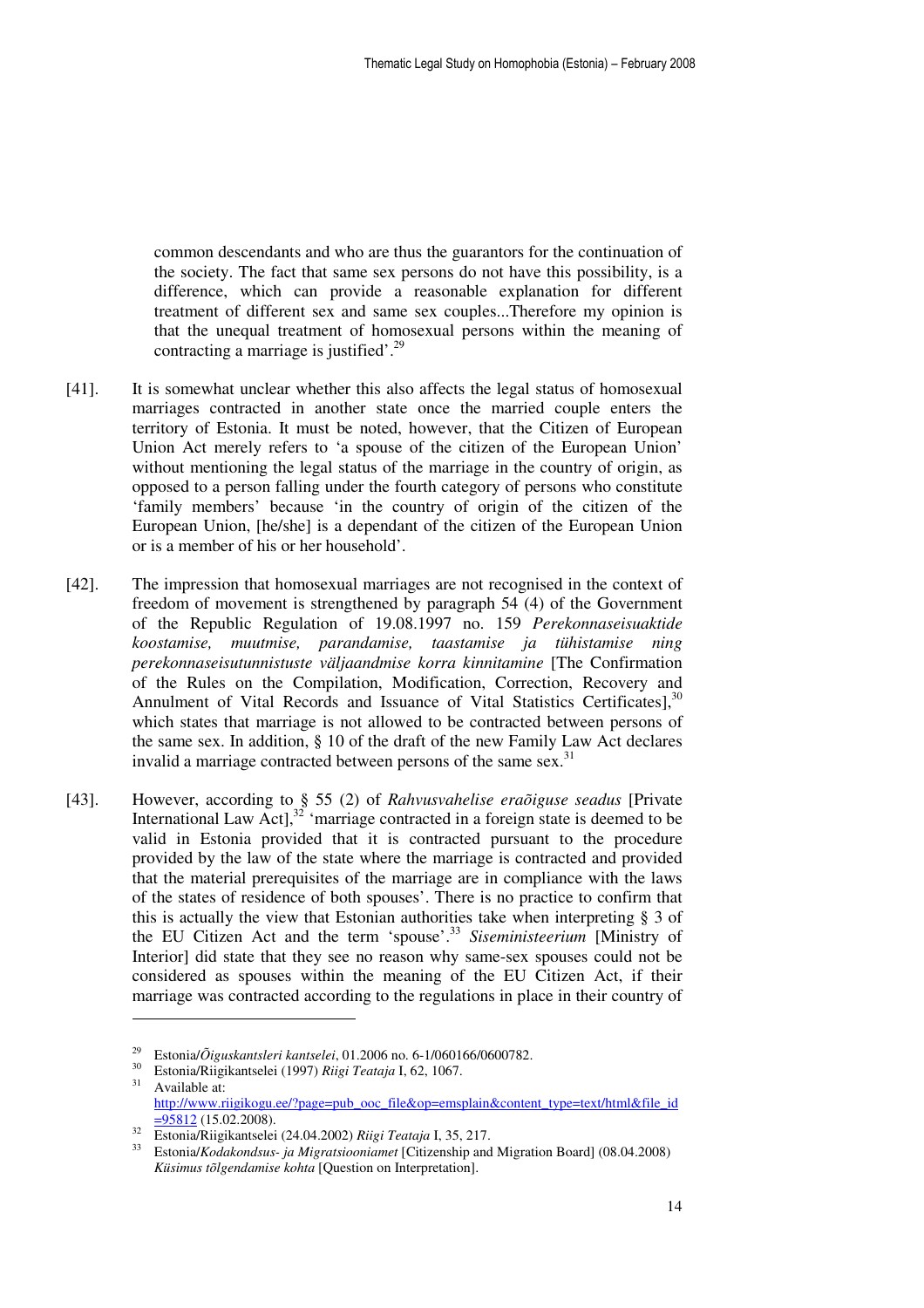common descendants and who are thus the guarantors for the continuation of the society. The fact that same sex persons do not have this possibility, is a difference, which can provide a reasonable explanation for different treatment of different sex and same sex couples...Therefore my opinion is that the unequal treatment of homosexual persons within the meaning of contracting a marriage is justified'.[29]

[41]. It is somewhat unclear whether this also affects the legal status of homosexual marriages contracted in another state once the married couple enters the territory of Estonia. It must be noted, however, that the Citizen of European Union Act merely refers to 'a spouse of the citizen of the European Union' without mentioning the legal status of the marriage in the country of origin, as opposed to a person falling under the fourth category of persons who constitute 'family members' because 'in the country of origin of the citizen of the European Union, [he/she] is a dependant of the citizen of the European Union or is a member of his or her household'.

[42]. The impression that homosexual marriages are not recognised in the context of freedom of movement is strengthened by paragraph 54 (4) of the Government of the Republic Regulation of 19.08.1997 no. 159 *Perekonnaseisuaktide koostamise, muutmise, parandamise, taastamise ja tühistamise ning perekonnaseisutunnistuste väljaandmise korra kinnitamine* [The Confirmation of the Rules on the Compilation, Modification, Correction, Recovery and Annulment of Vital Records and Issuance of Vital Statistics Certificates],[30] which states that marriage is not allowed to be contracted between persons of the same sex. In addition, § 10 of the draft of the new Family Law Act declares invalid a marriage contracted between persons of the same sex.[31]

[43]. However, according to § 55 (2) of *Rahvusvahelise eraõiguse seadus* [Private International Law Act],[32] 'marriage contracted in a foreign state is deemed to be valid in Estonia provided that it is contracted pursuant to the procedure provided by the law of the state where the marriage is contracted and provided that the material prerequisites of the marriage are in compliance with the laws of the states of residence of both spouses'. There is no practice to confirm that this is actually the view that Estonian authorities take when interpreting § 3 of the EU Citizen Act and the term 'spouse'.[33] *Siseministeerium* [Ministry of Interior] did state that they see no reason why same-sex spouses could not be considered as spouses within the meaning of the EU Citizen Act, if their marriage was contracted according to the regulations in place in their country of

---

[29] Estonia/*Õiguskantsleri kantselei*, 01.2006 no. 6-1/060166/0600782.

[30] Estonia/Riigikantselei (1997) *Riigi Teataja* I, 62, 1067.

[31] Available at: http://www.riigikogu.ee/?page=pub_ooc_file&op=emsplain&content_type=text/html&file_id=95812 (15.02.2008).

[32] Estonia/Riigikantselei (24.04.2002) *Riigi Teataja* I, 35, 217.

[33] Estonia/*Kodakondsus- ja Migratsiooniamet* [Citizenship and Migration Board] (08.04.2008) *Küsimus tõlgendamise kohta* [Question on Interpretation].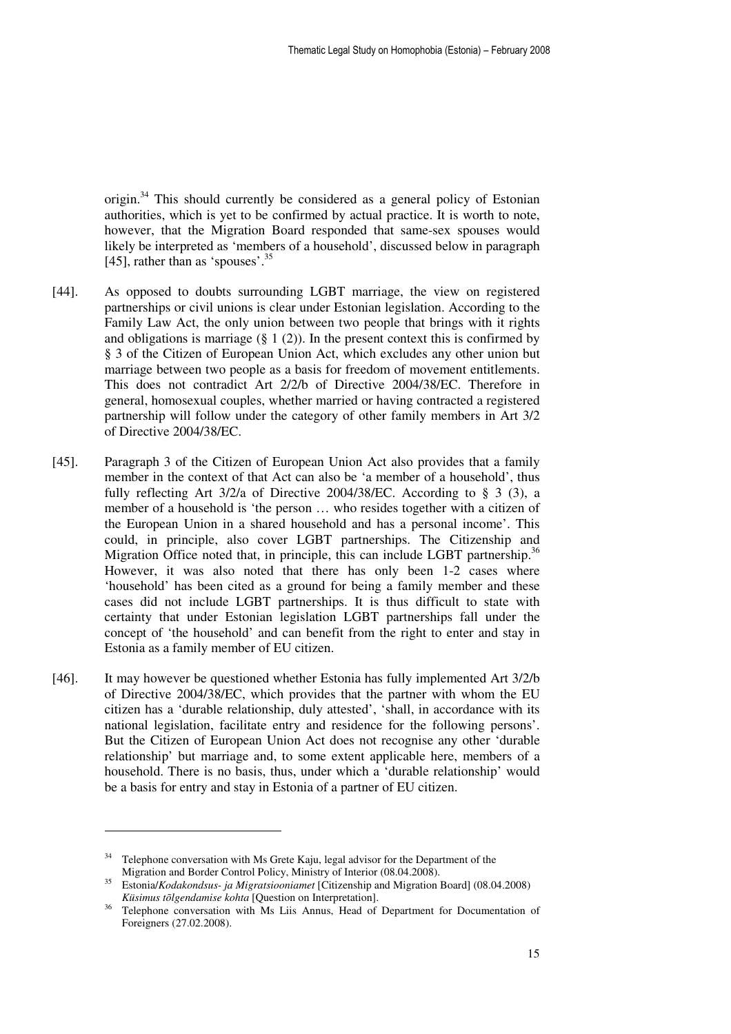origin.[34] This should currently be considered as a general policy of Estonian authorities, which is yet to be confirmed by actual practice. It is worth to note, however, that the Migration Board responded that same-sex spouses would likely be interpreted as 'members of a household', discussed below in paragraph [45], rather than as 'spouses'.[35]

[44]. As opposed to doubts surrounding LGBT marriage, the view on registered partnerships or civil unions is clear under Estonian legislation. According to the Family Law Act, the only union between two people that brings with it rights and obligations is marriage (§ 1 (2)). In the present context this is confirmed by § 3 of the Citizen of European Union Act, which excludes any other union but marriage between two people as a basis for freedom of movement entitlements. This does not contradict Art 2/2/b of Directive 2004/38/EC. Therefore in general, homosexual couples, whether married or having contracted a registered partnership will follow under the category of other family members in Art 3/2 of Directive 2004/38/EC.

[45]. Paragraph 3 of the Citizen of European Union Act also provides that a family member in the context of that Act can also be 'a member of a household', thus fully reflecting Art 3/2/a of Directive 2004/38/EC. According to § 3 (3), a member of a household is 'the person … who resides together with a citizen of the European Union in a shared household and has a personal income'. This could, in principle, also cover LGBT partnerships. The Citizenship and Migration Office noted that, in principle, this can include LGBT partnership.[36] However, it was also noted that there has only been 1-2 cases where 'household' has been cited as a ground for being a family member and these cases did not include LGBT partnerships. It is thus difficult to state with certainty that under Estonian legislation LGBT partnerships fall under the concept of 'the household' and can benefit from the right to enter and stay in Estonia as a family member of EU citizen.

[46]. It may however be questioned whether Estonia has fully implemented Art 3/2/b of Directive 2004/38/EC, which provides that the partner with whom the EU citizen has a 'durable relationship, duly attested', 'shall, in accordance with its national legislation, facilitate entry and residence for the following persons'. But the Citizen of European Union Act does not recognise any other 'durable relationship' but marriage and, to some extent applicable here, members of a household. There is no basis, thus, under which a 'durable relationship' would be a basis for entry and stay in Estonia of a partner of EU citizen.

---

[34] Telephone conversation with Ms Grete Kaju, legal advisor for the Department of the Migration and Border Control Policy, Ministry of Interior (08.04.2008).

[35] Estonia/*Kodakondsus- ja Migratsiooniamet* [Citizenship and Migration Board] (08.04.2008) *Küsimus tõlgendamise kohta* [Question on Interpretation].

[36] Telephone conversation with Ms Liis Annus, Head of Department for Documentation of Foreigners (27.02.2008).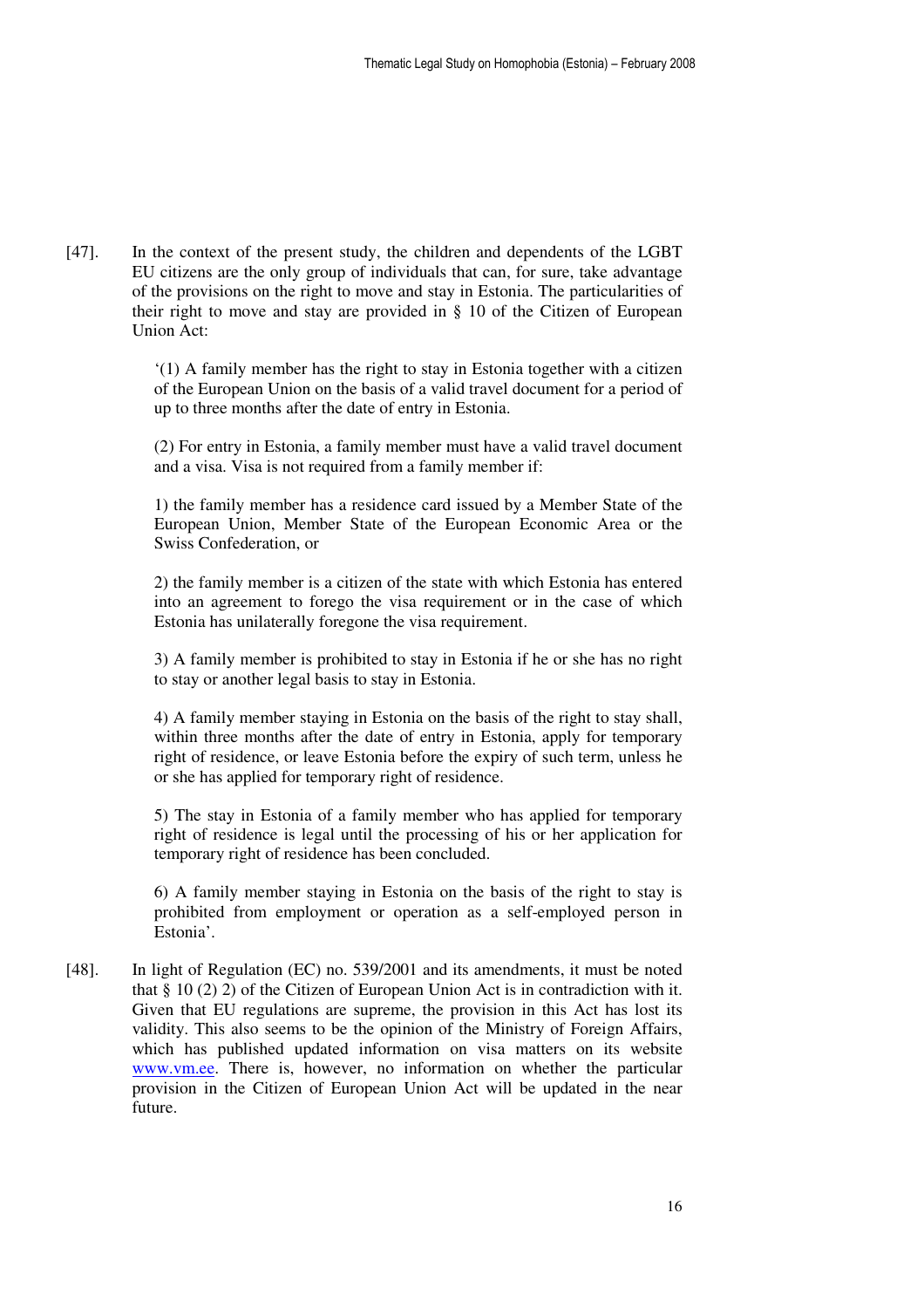[47]. In the context of the present study, the children and dependents of the LGBT EU citizens are the only group of individuals that can, for sure, take advantage of the provisions on the right to move and stay in Estonia. The particularities of their right to move and stay are provided in § 10 of the Citizen of European Union Act:

> '(1) A family member has the right to stay in Estonia together with a citizen of the European Union on the basis of a valid travel document for a period of up to three months after the date of entry in Estonia.
>
> (2) For entry in Estonia, a family member must have a valid travel document and a visa. Visa is not required from a family member if:
>
> 1) the family member has a residence card issued by a Member State of the European Union, Member State of the European Economic Area or the Swiss Confederation, or
>
> 2) the family member is a citizen of the state with which Estonia has entered into an agreement to forego the visa requirement or in the case of which Estonia has unilaterally foregone the visa requirement.
>
> 3) A family member is prohibited to stay in Estonia if he or she has no right to stay or another legal basis to stay in Estonia.
>
> 4) A family member staying in Estonia on the basis of the right to stay shall, within three months after the date of entry in Estonia, apply for temporary right of residence, or leave Estonia before the expiry of such term, unless he or she has applied for temporary right of residence.
>
> 5) The stay in Estonia of a family member who has applied for temporary right of residence is legal until the processing of his or her application for temporary right of residence has been concluded.
>
> 6) A family member staying in Estonia on the basis of the right to stay is prohibited from employment or operation as a self-employed person in Estonia'.

[48]. In light of Regulation (EC) no. 539/2001 and its amendments, it must be noted that § 10 (2) 2) of the Citizen of European Union Act is in contradiction with it. Given that EU regulations are supreme, the provision in this Act has lost its validity. This also seems to be the opinion of the Ministry of Foreign Affairs, which has published updated information on visa matters on its website www.vm.ee. There is, however, no information on whether the particular provision in the Citizen of European Union Act will be updated in the near future.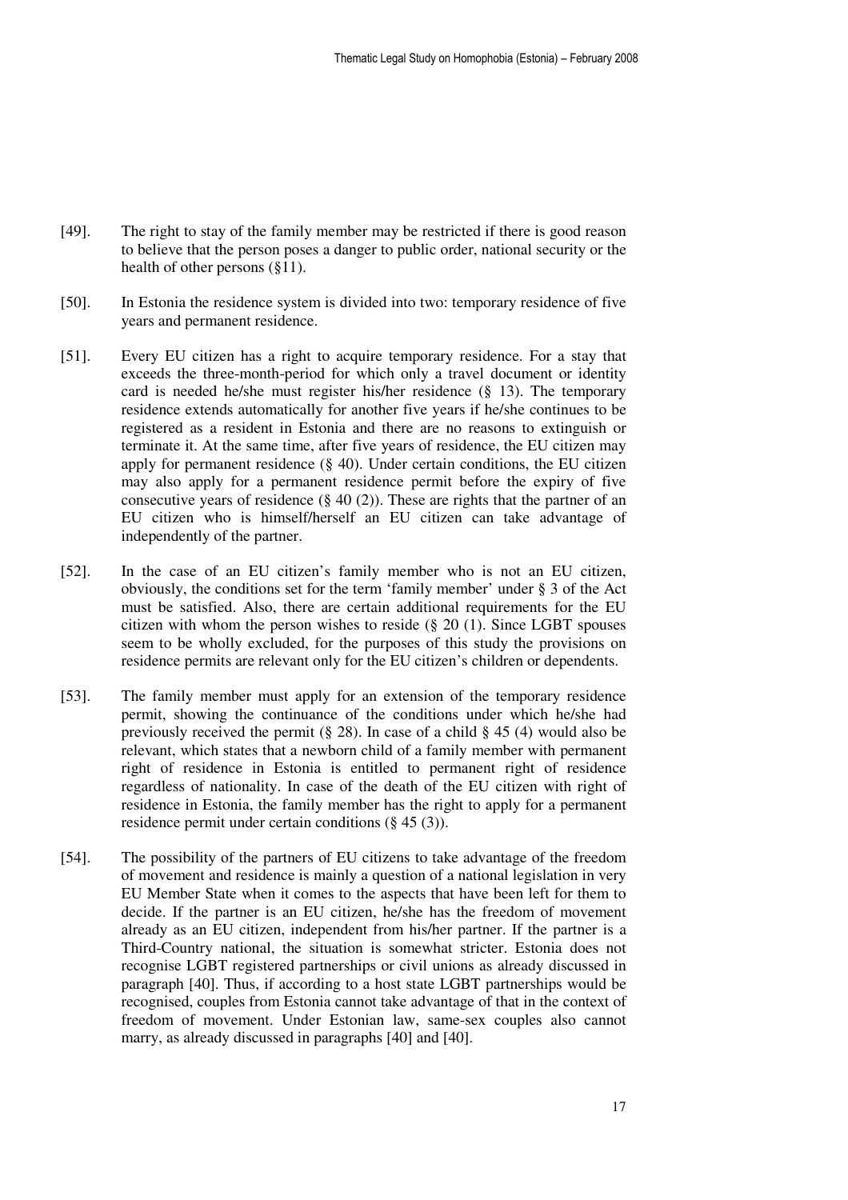[49]. The right to stay of the family member may be restricted if there is good reason to believe that the person poses a danger to public order, national security or the health of other persons (§11).

[50]. In Estonia the residence system is divided into two: temporary residence of five years and permanent residence.

[51]. Every EU citizen has a right to acquire temporary residence. For a stay that exceeds the three-month-period for which only a travel document or identity card is needed he/she must register his/her residence (§ 13). The temporary residence extends automatically for another five years if he/she continues to be registered as a resident in Estonia and there are no reasons to extinguish or terminate it. At the same time, after five years of residence, the EU citizen may apply for permanent residence (§ 40). Under certain conditions, the EU citizen may also apply for a permanent residence permit before the expiry of five consecutive years of residence (§ 40 (2)). These are rights that the partner of an EU citizen who is himself/herself an EU citizen can take advantage of independently of the partner.

[52]. In the case of an EU citizen's family member who is not an EU citizen, obviously, the conditions set for the term 'family member' under § 3 of the Act must be satisfied. Also, there are certain additional requirements for the EU citizen with whom the person wishes to reside (§ 20 (1). Since LGBT spouses seem to be wholly excluded, for the purposes of this study the provisions on residence permits are relevant only for the EU citizen's children or dependents.

[53]. The family member must apply for an extension of the temporary residence permit, showing the continuance of the conditions under which he/she had previously received the permit (§ 28). In case of a child § 45 (4) would also be relevant, which states that a newborn child of a family member with permanent right of residence in Estonia is entitled to permanent right of residence regardless of nationality. In case of the death of the EU citizen with right of residence in Estonia, the family member has the right to apply for a permanent residence permit under certain conditions (§ 45 (3)).

[54]. The possibility of the partners of EU citizens to take advantage of the freedom of movement and residence is mainly a question of a national legislation in very EU Member State when it comes to the aspects that have been left for them to decide. If the partner is an EU citizen, he/she has the freedom of movement already as an EU citizen, independent from his/her partner. If the partner is a Third-Country national, the situation is somewhat stricter. Estonia does not recognise LGBT registered partnerships or civil unions as already discussed in paragraph [40]. Thus, if according to a host state LGBT partnerships would be recognised, couples from Estonia cannot take advantage of that in the context of freedom of movement. Under Estonian law, same-sex couples also cannot marry, as already discussed in paragraphs [40] and [40].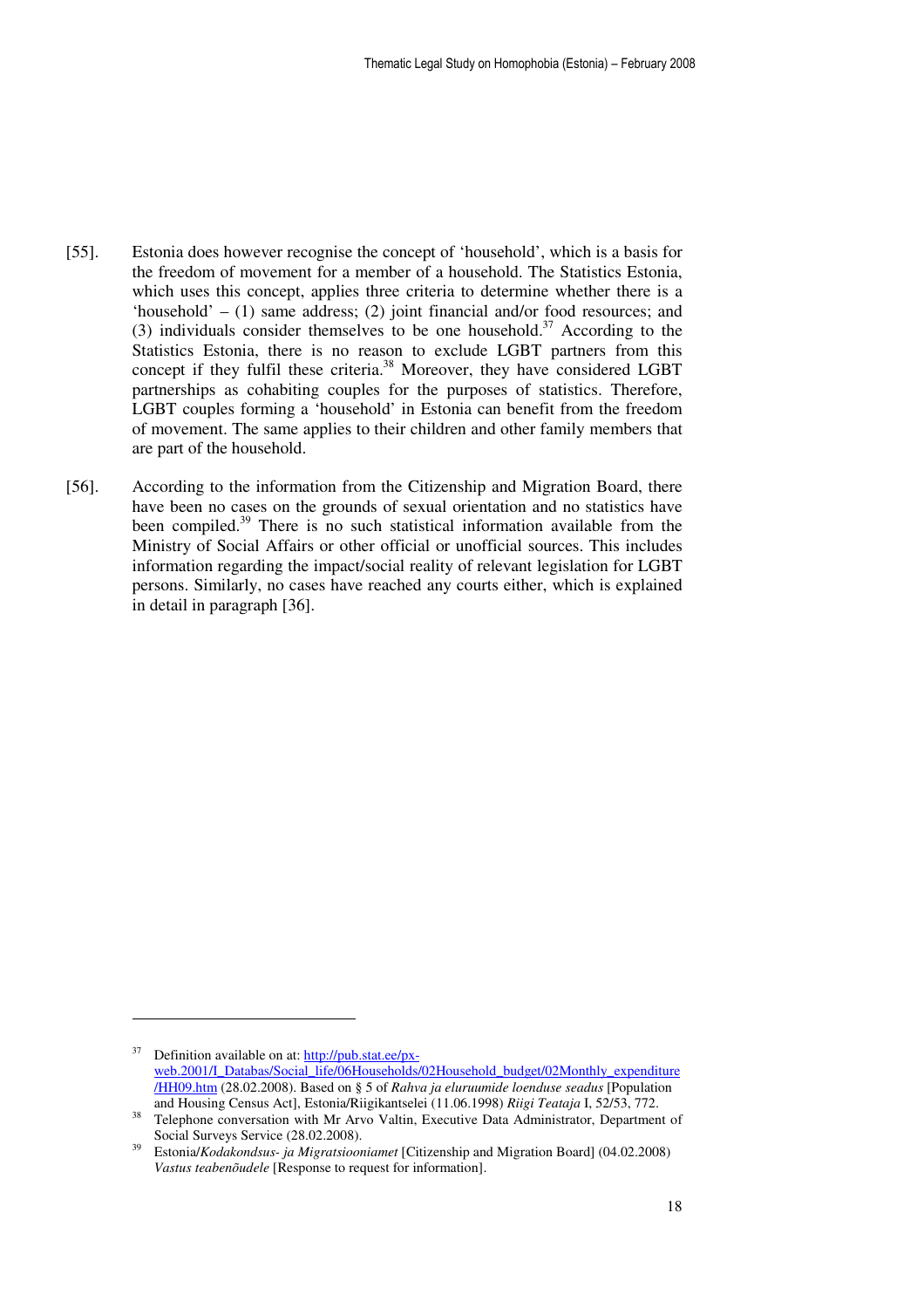[55]. Estonia does however recognise the concept of 'household', which is a basis for the freedom of movement for a member of a household. The Statistics Estonia, which uses this concept, applies three criteria to determine whether there is a 'household' – (1) same address; (2) joint financial and/or food resources; and (3) individuals consider themselves to be one household.[37] According to the Statistics Estonia, there is no reason to exclude LGBT partners from this concept if they fulfil these criteria.[38] Moreover, they have considered LGBT partnerships as cohabiting couples for the purposes of statistics. Therefore, LGBT couples forming a 'household' in Estonia can benefit from the freedom of movement. The same applies to their children and other family members that are part of the household.

[56]. According to the information from the Citizenship and Migration Board, there have been no cases on the grounds of sexual orientation and no statistics have been compiled.[39] There is no such statistical information available from the Ministry of Social Affairs or other official or unofficial sources. This includes information regarding the impact/social reality of relevant legislation for LGBT persons. Similarly, no cases have reached any courts either, which is explained in detail in paragraph [36].

---

[37] Definition available on at: [http://pub.stat.ee/px-web.2001/I_Databas/Social_life/06Households/02Household_budget/02Monthly_expenditure/HH09.htm](http://pub.stat.ee/px-web.2001/I_Databas/Social_life/06Households/02Household_budget/02Monthly_expenditure/HH09.htm) (28.02.2008). Based on § 5 of *Rahva ja eluruumide loenduse seadus* [Population and Housing Census Act], Estonia/Riigikantselei (11.06.1998) *Riigi Teataja* I, 52/53, 772.

[38] Telephone conversation with Mr Arvo Valtin, Executive Data Administrator, Department of Social Surveys Service (28.02.2008).

[39] Estonia/*Kodakondsus- ja Migratsiooniamet* [Citizenship and Migration Board] (04.02.2008) *Vastus teabenõudele* [Response to request for information].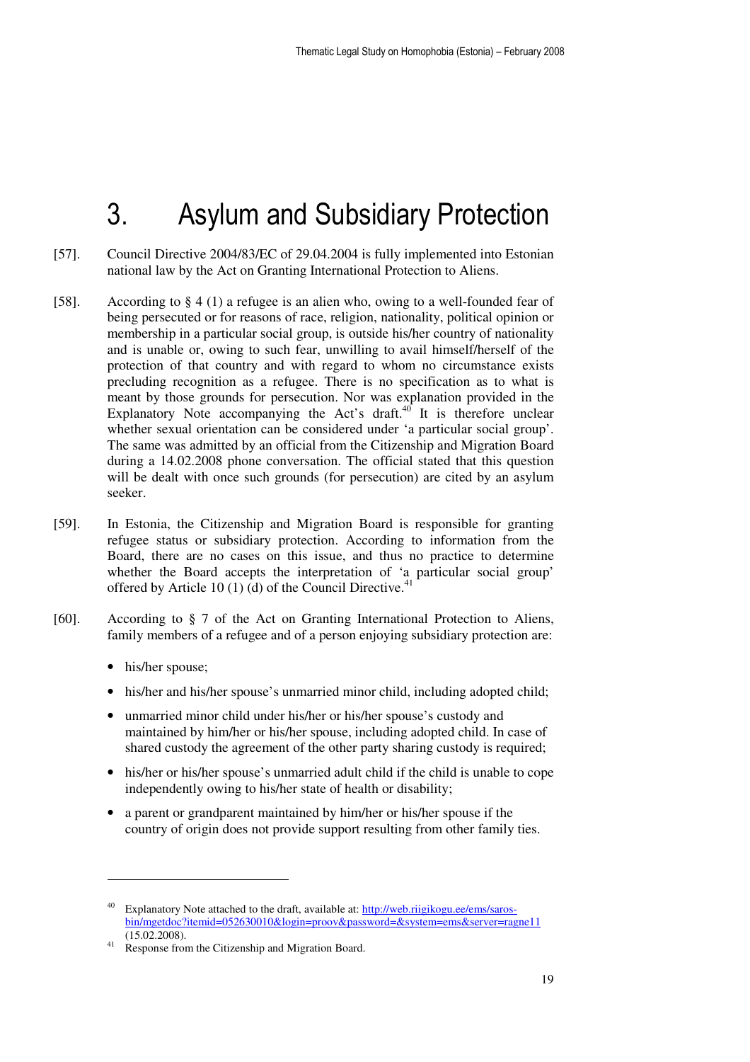# 3. Asylum and Subsidiary Protection

[57]. Council Directive 2004/83/EC of 29.04.2004 is fully implemented into Estonian national law by the Act on Granting International Protection to Aliens.

[58]. According to § 4 (1) a refugee is an alien who, owing to a well-founded fear of being persecuted or for reasons of race, religion, nationality, political opinion or membership in a particular social group, is outside his/her country of nationality and is unable or, owing to such fear, unwilling to avail himself/herself of the protection of that country and with regard to whom no circumstance exists precluding recognition as a refugee. There is no specification as to what is meant by those grounds for persecution. Nor was explanation provided in the Explanatory Note accompanying the Act's draft.[40] It is therefore unclear whether sexual orientation can be considered under 'a particular social group'. The same was admitted by an official from the Citizenship and Migration Board during a 14.02.2008 phone conversation. The official stated that this question will be dealt with once such grounds (for persecution) are cited by an asylum seeker.

[59]. In Estonia, the Citizenship and Migration Board is responsible for granting refugee status or subsidiary protection. According to information from the Board, there are no cases on this issue, and thus no practice to determine whether the Board accepts the interpretation of 'a particular social group' offered by Article 10 (1) (d) of the Council Directive.[41]

[60]. According to § 7 of the Act on Granting International Protection to Aliens, family members of a refugee and of a person enjoying subsidiary protection are:

- his/her spouse;
- his/her and his/her spouse's unmarried minor child, including adopted child;
- unmarried minor child under his/her or his/her spouse's custody and maintained by him/her or his/her spouse, including adopted child. In case of shared custody the agreement of the other party sharing custody is required;
- his/her or his/her spouse's unmarried adult child if the child is unable to cope independently owing to his/her state of health or disability;
- a parent or grandparent maintained by him/her or his/her spouse if the country of origin does not provide support resulting from other family ties.

---

[40] Explanatory Note attached to the draft, available at: http://web.riigikogu.ee/ems/saros-bin/mgetdoc?itemid=052630010&login=proov&password=&system=ems&server=ragne11 (15.02.2008).

[41] Response from the Citizenship and Migration Board.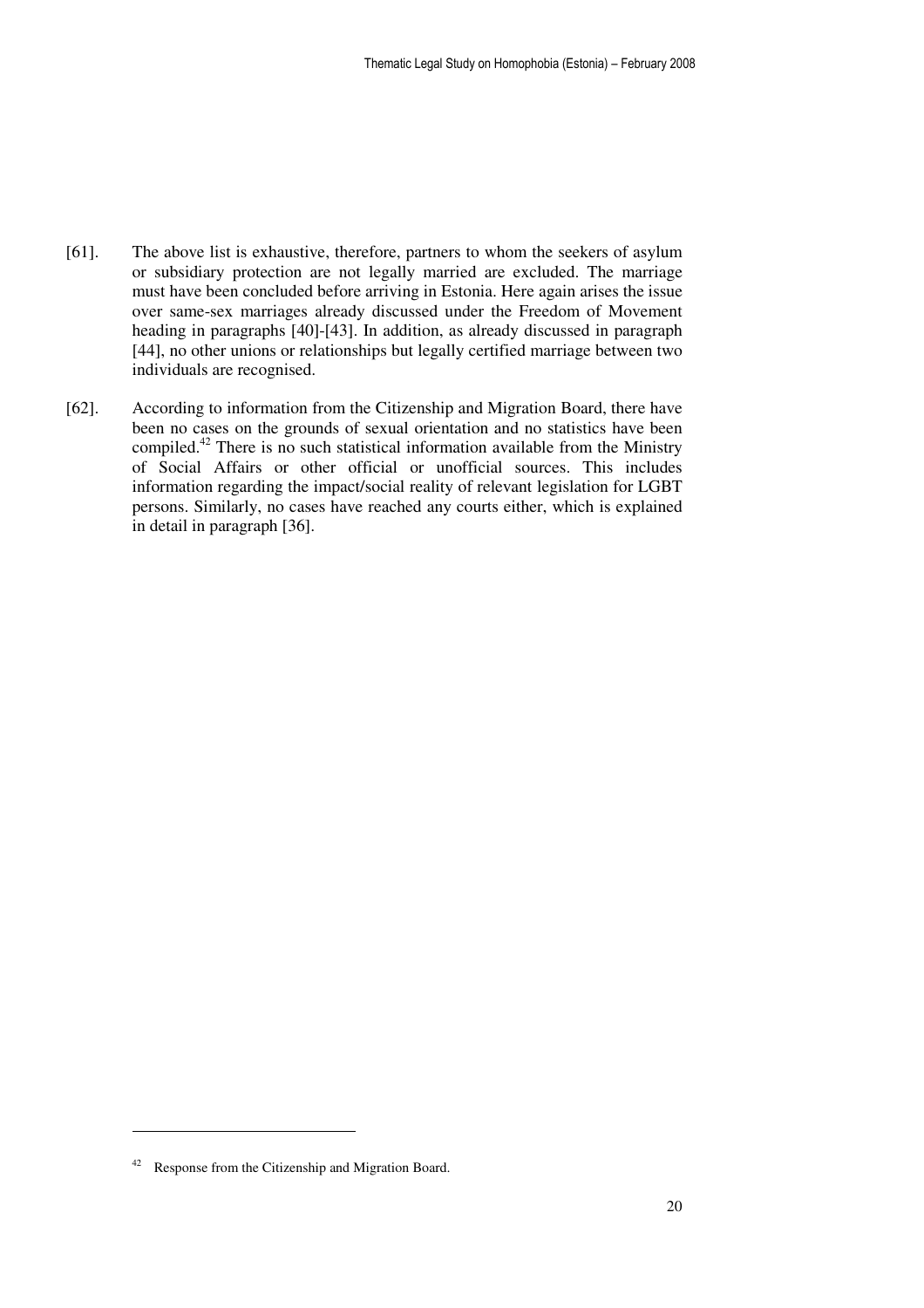[61]. The above list is exhaustive, therefore, partners to whom the seekers of asylum or subsidiary protection are not legally married are excluded. The marriage must have been concluded before arriving in Estonia. Here again arises the issue over same-sex marriages already discussed under the Freedom of Movement heading in paragraphs [40]-[43]. In addition, as already discussed in paragraph [44], no other unions or relationships but legally certified marriage between two individuals are recognised.

[62]. According to information from the Citizenship and Migration Board, there have been no cases on the grounds of sexual orientation and no statistics have been compiled.[42] There is no such statistical information available from the Ministry of Social Affairs or other official or unofficial sources. This includes information regarding the impact/social reality of relevant legislation for LGBT persons. Similarly, no cases have reached any courts either, which is explained in detail in paragraph [36].

---

[42] Response from the Citizenship and Migration Board.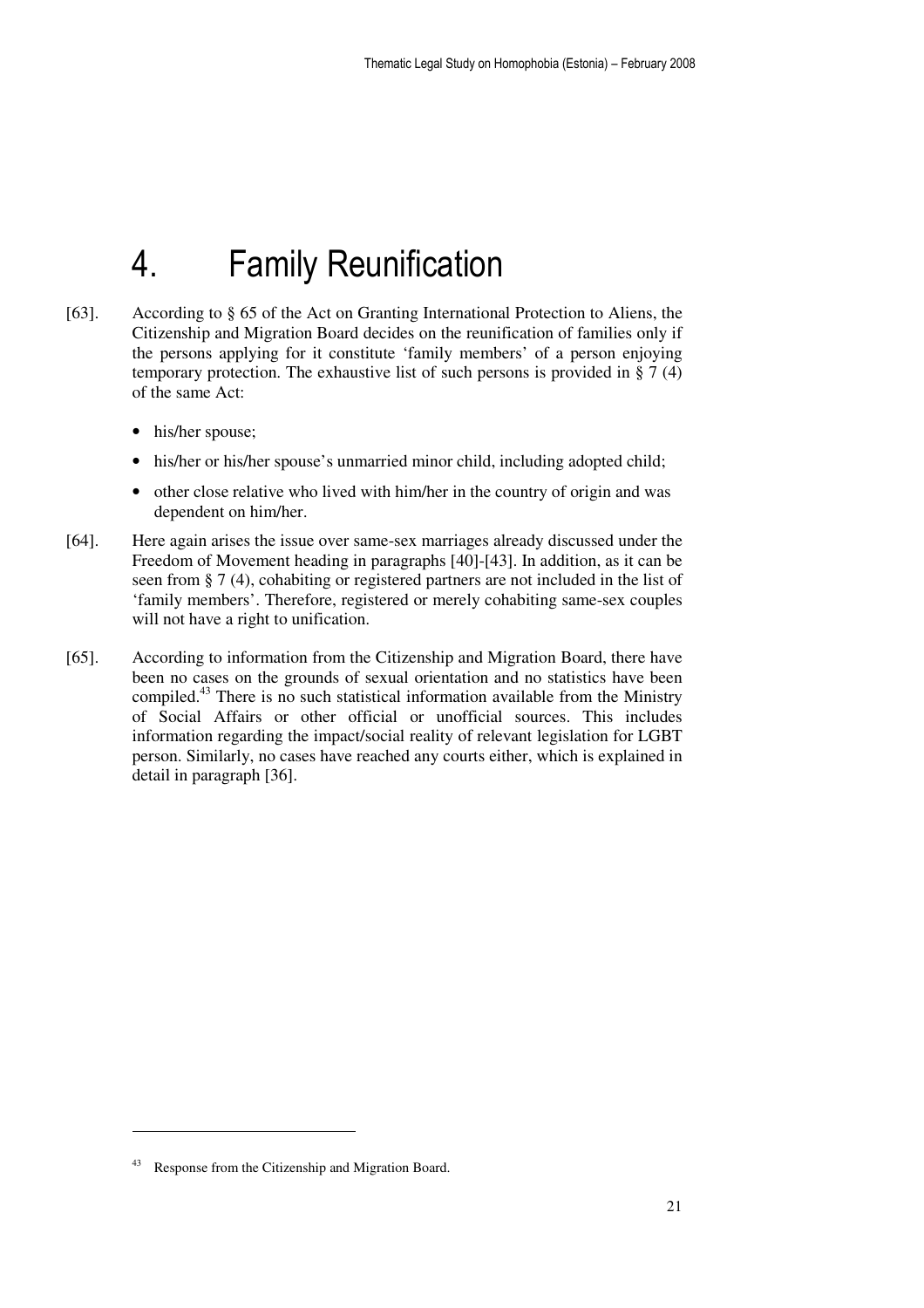# 4. Family Reunification

[63]. According to § 65 of the Act on Granting International Protection to Aliens, the Citizenship and Migration Board decides on the reunification of families only if the persons applying for it constitute 'family members' of a person enjoying temporary protection. The exhaustive list of such persons is provided in § 7 (4) of the same Act:

- his/her spouse;
- his/her or his/her spouse's unmarried minor child, including adopted child;
- other close relative who lived with him/her in the country of origin and was dependent on him/her.

[64]. Here again arises the issue over same-sex marriages already discussed under the Freedom of Movement heading in paragraphs [40]-[43]. In addition, as it can be seen from § 7 (4), cohabiting or registered partners are not included in the list of 'family members'. Therefore, registered or merely cohabiting same-sex couples will not have a right to unification.

[65]. According to information from the Citizenship and Migration Board, there have been no cases on the grounds of sexual orientation and no statistics have been compiled.[43] There is no such statistical information available from the Ministry of Social Affairs or other official or unofficial sources. This includes information regarding the impact/social reality of relevant legislation for LGBT person. Similarly, no cases have reached any courts either, which is explained in detail in paragraph [36].

[43] Response from the Citizenship and Migration Board.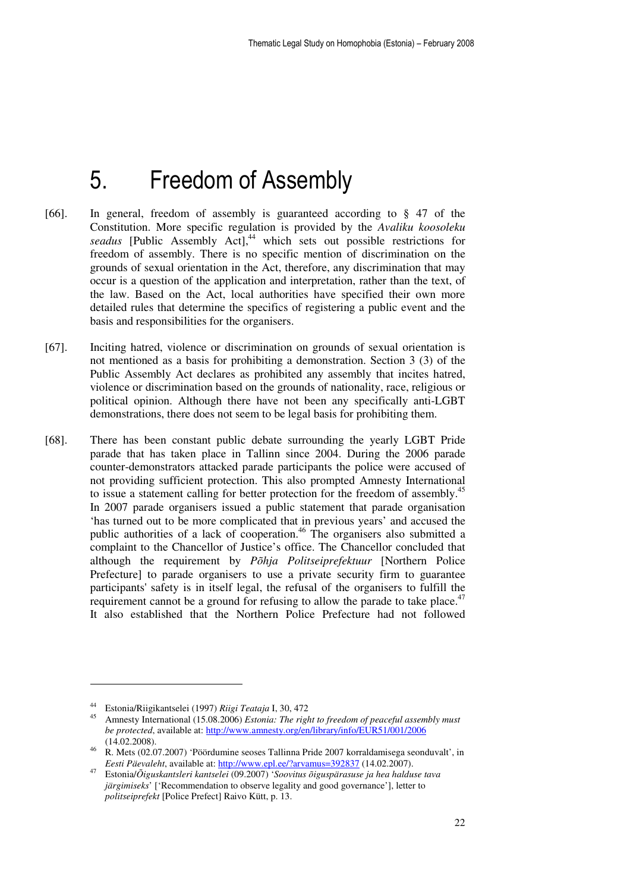# 5. Freedom of Assembly

[66]. In general, freedom of assembly is guaranteed according to § 47 of the Constitution. More specific regulation is provided by the *Avaliku koosoleku seadus* [Public Assembly Act],[44] which sets out possible restrictions for freedom of assembly. There is no specific mention of discrimination on the grounds of sexual orientation in the Act, therefore, any discrimination that may occur is a question of the application and interpretation, rather than the text, of the law. Based on the Act, local authorities have specified their own more detailed rules that determine the specifics of registering a public event and the basis and responsibilities for the organisers.

[67]. Inciting hatred, violence or discrimination on grounds of sexual orientation is not mentioned as a basis for prohibiting a demonstration. Section 3 (3) of the Public Assembly Act declares as prohibited any assembly that incites hatred, violence or discrimination based on the grounds of nationality, race, religious or political opinion. Although there have not been any specifically anti-LGBT demonstrations, there does not seem to be legal basis for prohibiting them.

[68]. There has been constant public debate surrounding the yearly LGBT Pride parade that has taken place in Tallinn since 2004. During the 2006 parade counter-demonstrators attacked parade participants the police were accused of not providing sufficient protection. This also prompted Amnesty International to issue a statement calling for better protection for the freedom of assembly.[45] In 2007 parade organisers issued a public statement that parade organisation 'has turned out to be more complicated that in previous years' and accused the public authorities of a lack of cooperation.[46] The organisers also submitted a complaint to the Chancellor of Justice's office. The Chancellor concluded that although the requirement by *Põhja Politseiprefektuur* [Northern Police Prefecture] to parade organisers to use a private security firm to guarantee participants' safety is in itself legal, the refusal of the organisers to fulfill the requirement cannot be a ground for refusing to allow the parade to take place.[47] It also established that the Northern Police Prefecture had not followed

---

[44] Estonia/Riigikantselei (1997) *Riigi Teataja* I, 30, 472

[45] Amnesty International (15.08.2006) *Estonia: The right to freedom of peaceful assembly must be protected*, available at: http://www.amnesty.org/en/library/info/EUR51/001/2006 (14.02.2008).

[46] R. Mets (02.07.2007) 'Pöördumine seoses Tallinna Pride 2007 korraldamisega seonduvalt', in *Eesti Päevaleht*, available at: http://www.epl.ee/?arvamus=392837 (14.02.2007).

[47] Estonia/*Õiguskantsleri kantselei* (09.2007) '*Soovitus õiguspärasuse ja hea halduse tava järgimiseks*' ['Recommendation to observe legality and good governance'], letter to *politseiprefekt* [Police Prefect] Raivo Kütt, p. 13.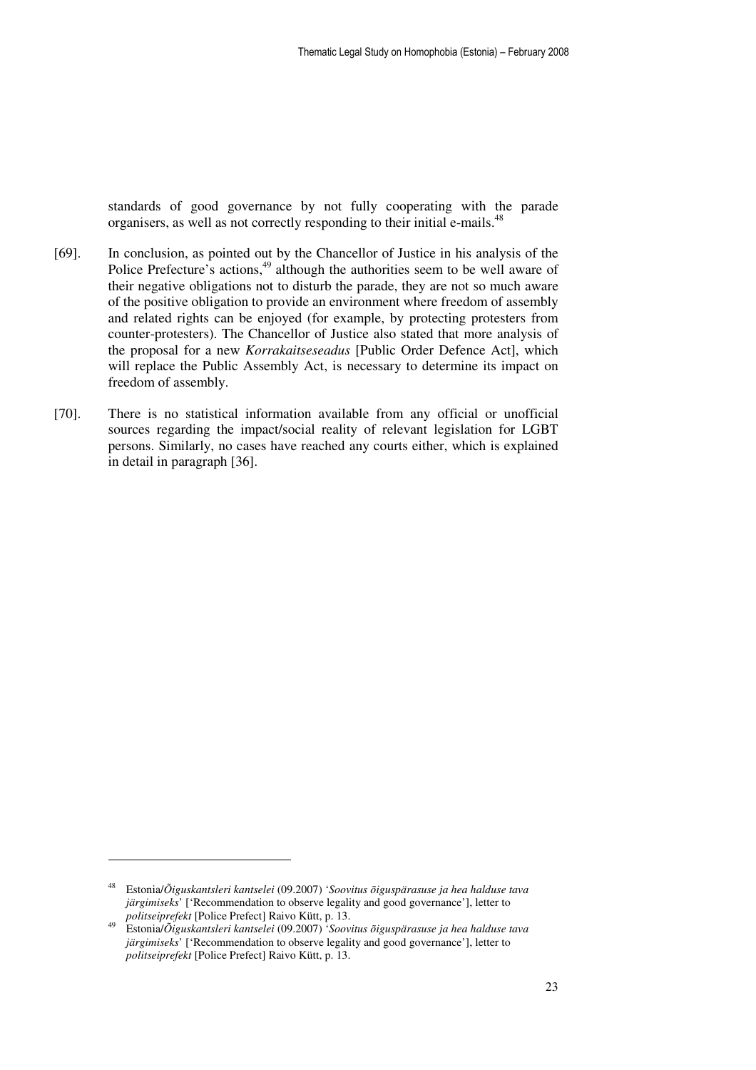standards of good governance by not fully cooperating with the parade organisers, as well as not correctly responding to their initial e-mails.[48]

[69]. In conclusion, as pointed out by the Chancellor of Justice in his analysis of the Police Prefecture's actions,[49] although the authorities seem to be well aware of their negative obligations not to disturb the parade, they are not so much aware of the positive obligation to provide an environment where freedom of assembly and related rights can be enjoyed (for example, by protecting protesters from counter-protesters). The Chancellor of Justice also stated that more analysis of the proposal for a new *Korrakaitseseadus* [Public Order Defence Act], which will replace the Public Assembly Act, is necessary to determine its impact on freedom of assembly.

[70]. There is no statistical information available from any official or unofficial sources regarding the impact/social reality of relevant legislation for LGBT persons. Similarly, no cases have reached any courts either, which is explained in detail in paragraph [36].

---

[48] Estonia/*Õiguskantsleri kantselei* (09.2007) '*Soovitus õiguspärasuse ja hea halduse tava järgimiseks*' ['Recommendation to observe legality and good governance'], letter to *politseiprefekt* [Police Prefect] Raivo Kütt, p. 13.

[49] Estonia/*Õiguskantsleri kantselei* (09.2007) '*Soovitus õiguspärasuse ja hea halduse tava järgimiseks*' ['Recommendation to observe legality and good governance'], letter to *politseiprefekt* [Police Prefect] Raivo Kütt, p. 13.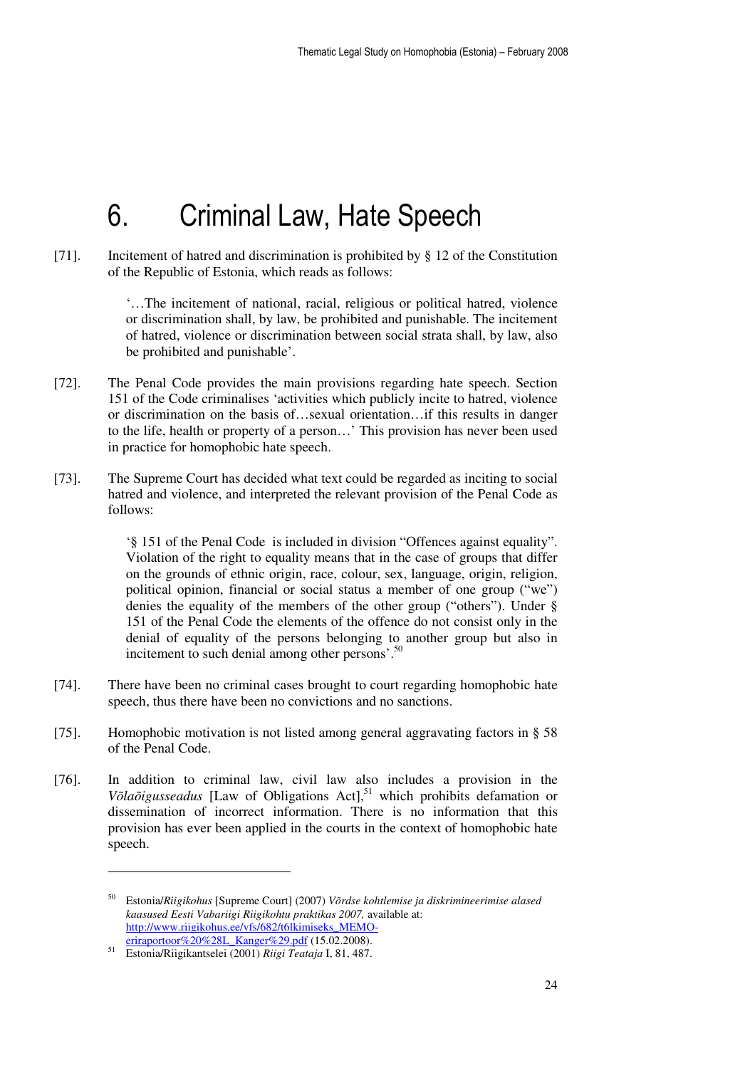# 6. Criminal Law, Hate Speech

[71]. Incitement of hatred and discrimination is prohibited by § 12 of the Constitution of the Republic of Estonia, which reads as follows:

> '…The incitement of national, racial, religious or political hatred, violence or discrimination shall, by law, be prohibited and punishable. The incitement of hatred, violence or discrimination between social strata shall, by law, also be prohibited and punishable'.

[72]. The Penal Code provides the main provisions regarding hate speech. Section 151 of the Code criminalises 'activities which publicly incite to hatred, violence or discrimination on the basis of…sexual orientation…if this results in danger to the life, health or property of a person…' This provision has never been used in practice for homophobic hate speech.

[73]. The Supreme Court has decided what text could be regarded as inciting to social hatred and violence, and interpreted the relevant provision of the Penal Code as follows:

> '§ 151 of the Penal Code is included in division "Offences against equality". Violation of the right to equality means that in the case of groups that differ on the grounds of ethnic origin, race, colour, sex, language, origin, religion, political opinion, financial or social status a member of one group ("we") denies the equality of the members of the other group ("others"). Under § 151 of the Penal Code the elements of the offence do not consist only in the denial of equality of the persons belonging to another group but also in incitement to such denial among other persons'.[50]

[74]. There have been no criminal cases brought to court regarding homophobic hate speech, thus there have been no convictions and no sanctions.

[75]. Homophobic motivation is not listed among general aggravating factors in § 58 of the Penal Code.

[76]. In addition to criminal law, civil law also includes a provision in the *Võlaõigusseadus* [Law of Obligations Act],[51] which prohibits defamation or dissemination of incorrect information. There is no information that this provision has ever been applied in the courts in the context of homophobic hate speech.

---

[50] Estonia/*Riigikohus* [Supreme Court] (2007) *Võrdse kohtlemise ja diskrimineerimise alased kaasused Eesti Vabariigi Riigikohtu praktikas 2007,* available at: http://www.riigikohus.ee/vfs/682/t6lkimiseks_MEMO-eriraportoor%20%28L_Kanger%29.pdf (15.02.2008).

[51] Estonia/Riigikantselei (2001) *Riigi Teataja* I, 81, 487.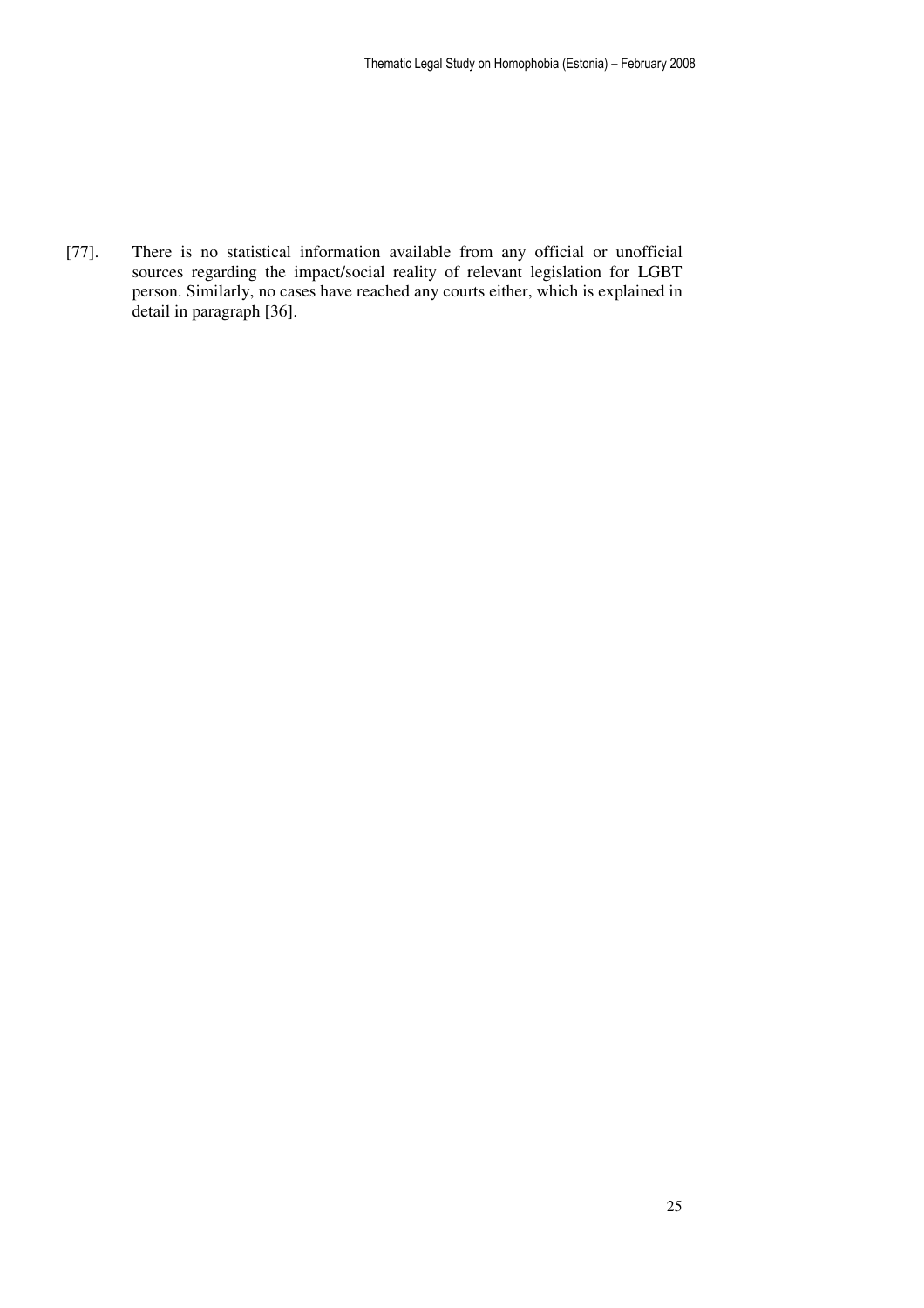[77]. There is no statistical information available from any official or unofficial sources regarding the impact/social reality of relevant legislation for LGBT person. Similarly, no cases have reached any courts either, which is explained in detail in paragraph [36].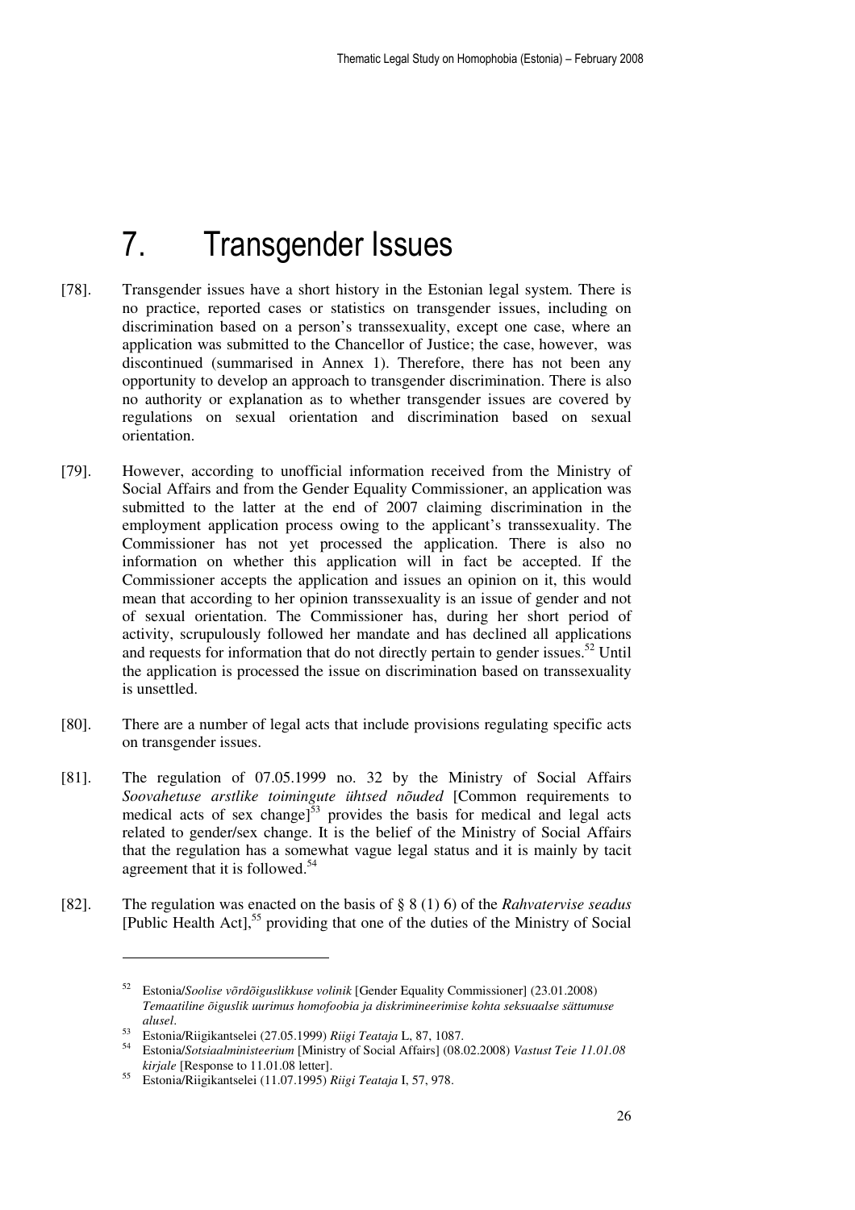# 7. Transgender Issues

[78]. Transgender issues have a short history in the Estonian legal system. There is no practice, reported cases or statistics on transgender issues, including on discrimination based on a person's transsexuality, except one case, where an application was submitted to the Chancellor of Justice; the case, however, was discontinued (summarised in Annex 1). Therefore, there has not been any opportunity to develop an approach to transgender discrimination. There is also no authority or explanation as to whether transgender issues are covered by regulations on sexual orientation and discrimination based on sexual orientation.

[79]. However, according to unofficial information received from the Ministry of Social Affairs and from the Gender Equality Commissioner, an application was submitted to the latter at the end of 2007 claiming discrimination in the employment application process owing to the applicant's transsexuality. The Commissioner has not yet processed the application. There is also no information on whether this application will in fact be accepted. If the Commissioner accepts the application and issues an opinion on it, this would mean that according to her opinion transsexuality is an issue of gender and not of sexual orientation. The Commissioner has, during her short period of activity, scrupulously followed her mandate and has declined all applications and requests for information that do not directly pertain to gender issues.[52] Until the application is processed the issue on discrimination based on transsexuality is unsettled.

[80]. There are a number of legal acts that include provisions regulating specific acts on transgender issues.

[81]. The regulation of 07.05.1999 no. 32 by the Ministry of Social Affairs *Soovahetuse arstlike toimingute ühtsed nõuded* [Common requirements to medical acts of sex change][53] provides the basis for medical and legal acts related to gender/sex change. It is the belief of the Ministry of Social Affairs that the regulation has a somewhat vague legal status and it is mainly by tacit agreement that it is followed.[54]

[82]. The regulation was enacted on the basis of § 8 (1) 6) of the *Rahvatervise seadus* [Public Health Act],[55] providing that one of the duties of the Ministry of Social

---

[52] Estonia/*Soolise võrdõiguslikkuse volinik* [Gender Equality Commissioner] (23.01.2008) *Temaatiline õiguslik uurimus homofoobia ja diskrimineerimise kohta seksuaalse sättumuse alusel*.

[53] Estonia/Riigikantselei (27.05.1999) *Riigi Teataja* L, 87, 1087.

[54] Estonia/*Sotsiaalministeerium* [Ministry of Social Affairs] (08.02.2008) *Vastust Teie 11.01.08 kirjale* [Response to 11.01.08 letter].

[55] Estonia/Riigikantselei (11.07.1995) *Riigi Teataja* I, 57, 978.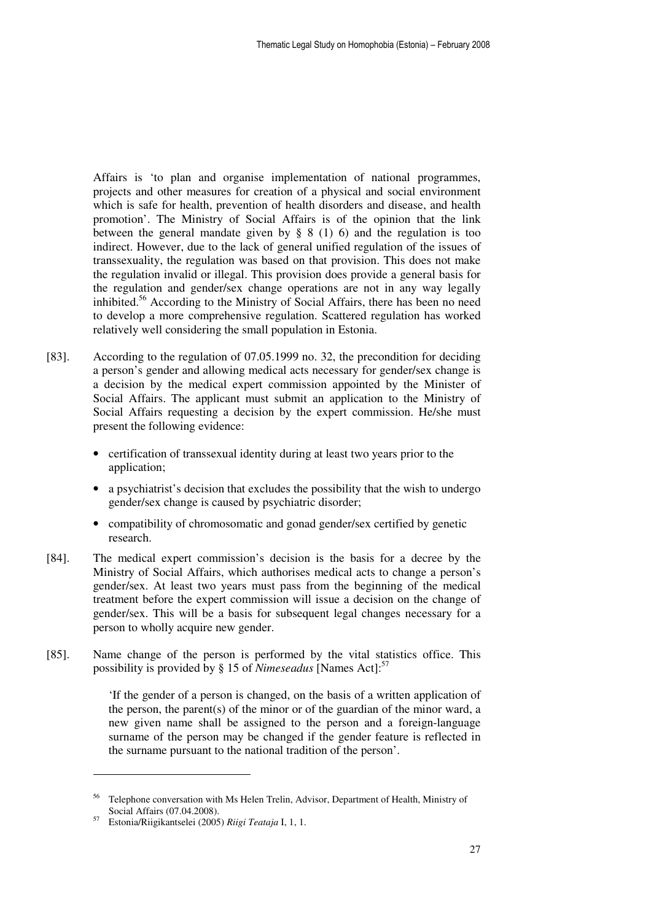Affairs is 'to plan and organise implementation of national programmes, projects and other measures for creation of a physical and social environment which is safe for health, prevention of health disorders and disease, and health promotion'. The Ministry of Social Affairs is of the opinion that the link between the general mandate given by § 8 (1) 6) and the regulation is too indirect. However, due to the lack of general unified regulation of the issues of transsexuality, the regulation was based on that provision. This does not make the regulation invalid or illegal. This provision does provide a general basis for the regulation and gender/sex change operations are not in any way legally inhibited.[56] According to the Ministry of Social Affairs, there has been no need to develop a more comprehensive regulation. Scattered regulation has worked relatively well considering the small population in Estonia.

[83]. According to the regulation of 07.05.1999 no. 32, the precondition for deciding a person's gender and allowing medical acts necessary for gender/sex change is a decision by the medical expert commission appointed by the Minister of Social Affairs. The applicant must submit an application to the Ministry of Social Affairs requesting a decision by the expert commission. He/she must present the following evidence:

- certification of transsexual identity during at least two years prior to the application;
- a psychiatrist's decision that excludes the possibility that the wish to undergo gender/sex change is caused by psychiatric disorder;
- compatibility of chromosomatic and gonad gender/sex certified by genetic research.

[84]. The medical expert commission's decision is the basis for a decree by the Ministry of Social Affairs, which authorises medical acts to change a person's gender/sex. At least two years must pass from the beginning of the medical treatment before the expert commission will issue a decision on the change of gender/sex. This will be a basis for subsequent legal changes necessary for a person to wholly acquire new gender.

[85]. Name change of the person is performed by the vital statistics office. This possibility is provided by § 15 of *Nimeseadus* [Names Act]:[57]

> 'If the gender of a person is changed, on the basis of a written application of the person, the parent(s) of the minor or of the guardian of the minor ward, a new given name shall be assigned to the person and a foreign-language surname of the person may be changed if the gender feature is reflected in the surname pursuant to the national tradition of the person'.

---

[56] Telephone conversation with Ms Helen Trelin, Advisor, Department of Health, Ministry of Social Affairs (07.04.2008).

[57] Estonia/Riigikantselei (2005) *Riigi Teataja* I, 1, 1.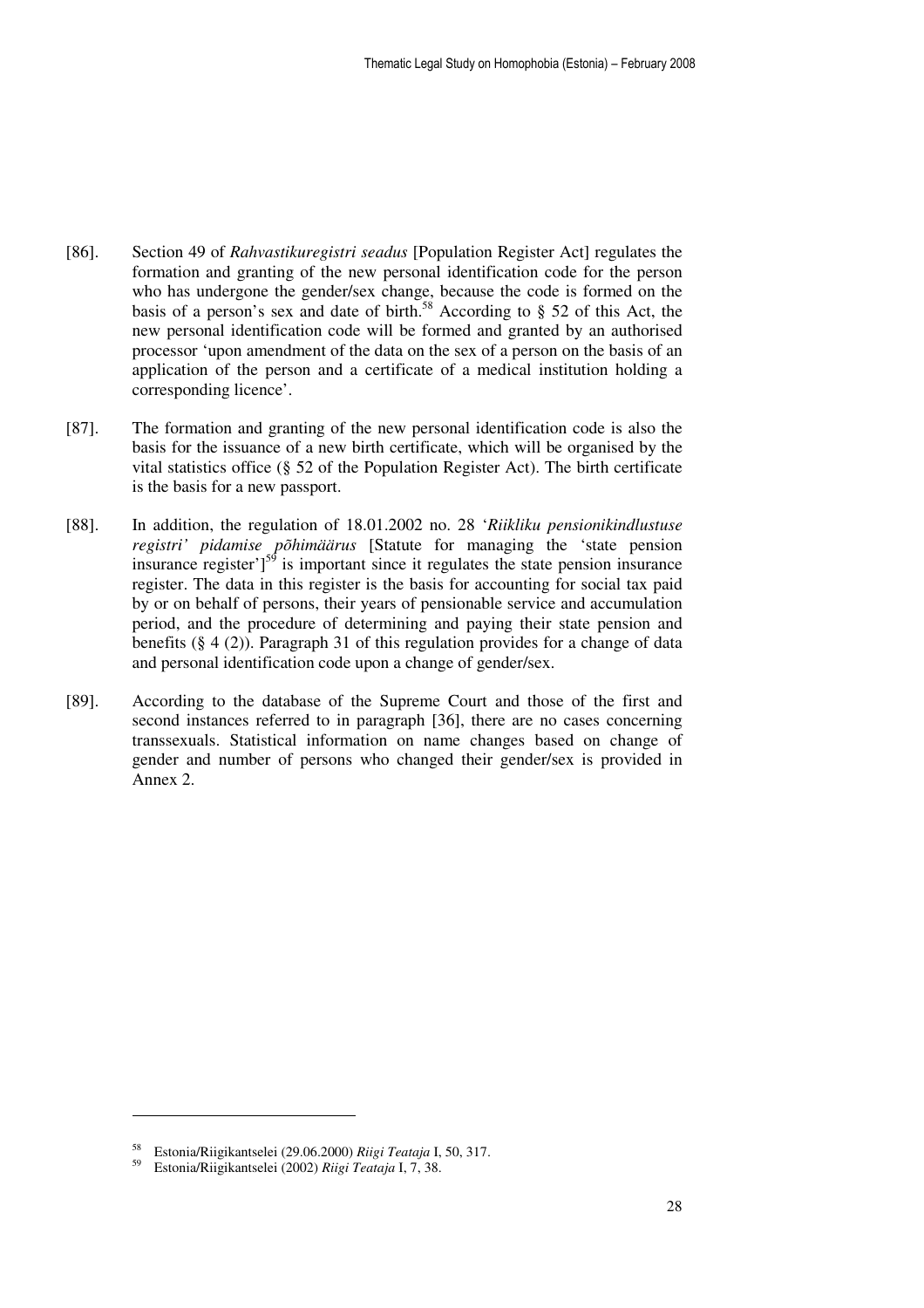[86]. Section 49 of *Rahvastikuregistri seadus* [Population Register Act] regulates the formation and granting of the new personal identification code for the person who has undergone the gender/sex change, because the code is formed on the basis of a person's sex and date of birth.[58] According to § 52 of this Act, the new personal identification code will be formed and granted by an authorised processor 'upon amendment of the data on the sex of a person on the basis of an application of the person and a certificate of a medical institution holding a corresponding licence'.

[87]. The formation and granting of the new personal identification code is also the basis for the issuance of a new birth certificate, which will be organised by the vital statistics office (§ 52 of the Population Register Act). The birth certificate is the basis for a new passport.

[88]. In addition, the regulation of 18.01.2002 no. 28 '*Riikliku pensionikindlustuse registri' pidamise põhimäärus* [Statute for managing the 'state pension insurance register'][59] is important since it regulates the state pension insurance register. The data in this register is the basis for accounting for social tax paid by or on behalf of persons, their years of pensionable service and accumulation period, and the procedure of determining and paying their state pension and benefits (§ 4 (2)). Paragraph 31 of this regulation provides for a change of data and personal identification code upon a change of gender/sex.

[89]. According to the database of the Supreme Court and those of the first and second instances referred to in paragraph [36], there are no cases concerning transsexuals. Statistical information on name changes based on change of gender and number of persons who changed their gender/sex is provided in Annex 2.

---

[58] Estonia/Riigikantselei (29.06.2000) *Riigi Teataja* I, 50, 317.

[59] Estonia/Riigikantselei (2002) *Riigi Teataja* I, 7, 38.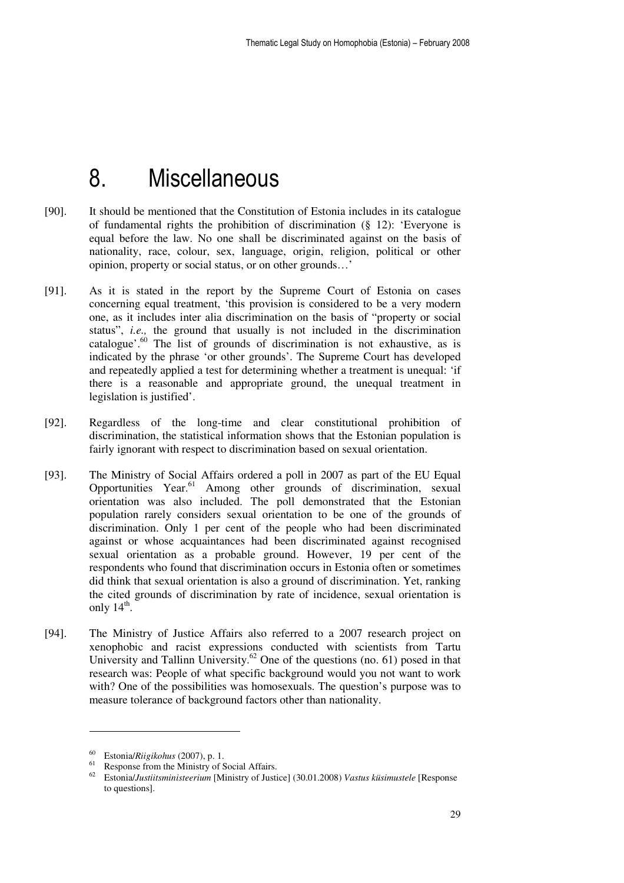# 8. Miscellaneous

[90]. It should be mentioned that the Constitution of Estonia includes in its catalogue of fundamental rights the prohibition of discrimination (§ 12): 'Everyone is equal before the law. No one shall be discriminated against on the basis of nationality, race, colour, sex, language, origin, religion, political or other opinion, property or social status, or on other grounds…'

[91]. As it is stated in the report by the Supreme Court of Estonia on cases concerning equal treatment, 'this provision is considered to be a very modern one, as it includes inter alia discrimination on the basis of "property or social status", *i.e.,* the ground that usually is not included in the discrimination catalogue'.[60] The list of grounds of discrimination is not exhaustive, as is indicated by the phrase 'or other grounds'. The Supreme Court has developed and repeatedly applied a test for determining whether a treatment is unequal: 'if there is a reasonable and appropriate ground, the unequal treatment in legislation is justified'.

[92]. Regardless of the long-time and clear constitutional prohibition of discrimination, the statistical information shows that the Estonian population is fairly ignorant with respect to discrimination based on sexual orientation.

[93]. The Ministry of Social Affairs ordered a poll in 2007 as part of the EU Equal Opportunities Year.[61] Among other grounds of discrimination, sexual orientation was also included. The poll demonstrated that the Estonian population rarely considers sexual orientation to be one of the grounds of discrimination. Only 1 per cent of the people who had been discriminated against or whose acquaintances had been discriminated against recognised sexual orientation as a probable ground. However, 19 per cent of the respondents who found that discrimination occurs in Estonia often or sometimes did think that sexual orientation is also a ground of discrimination. Yet, ranking the cited grounds of discrimination by rate of incidence, sexual orientation is only 14th.

[94]. The Ministry of Justice Affairs also referred to a 2007 research project on xenophobic and racist expressions conducted with scientists from Tartu University and Tallinn University.[62] One of the questions (no. 61) posed in that research was: People of what specific background would you not want to work with? One of the possibilities was homosexuals. The question's purpose was to measure tolerance of background factors other than nationality.

---

[60] Estonia/*Riigikohus* (2007), p. 1.

[61] Response from the Ministry of Social Affairs.

[62] Estonia/*Justiitsministeerium* [Ministry of Justice] (30.01.2008) *Vastus küsimustele* [Response to questions].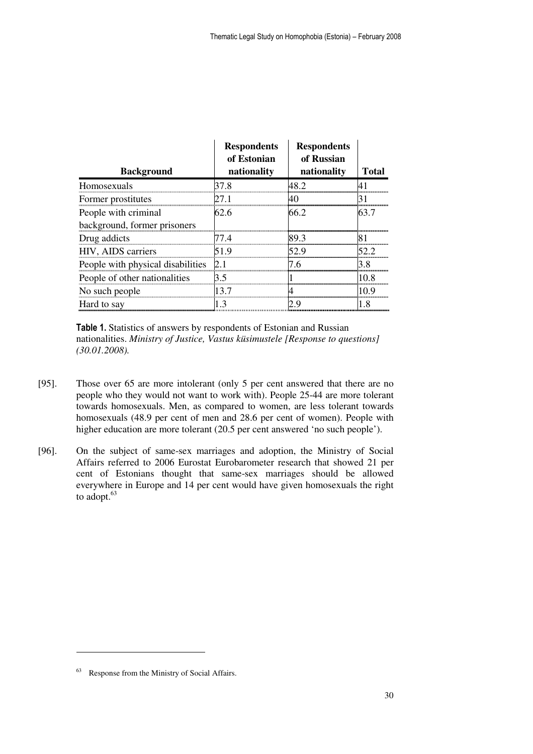| Background | Respondents of Estonian nationality | Respondents of Russian nationality | Total |
|---|---|---|---|
| Homosexuals | 37.8 | 48.2 | 41 |
| Former prostitutes | 27.1 | 40 | 31 |
| People with criminal background, former prisoners | 62.6 | 66.2 | 63.7 |
| Drug addicts | 77.4 | 89.3 | 81 |
| HIV, AIDS carriers | 51.9 | 52.9 | 52.2 |
| People with physical disabilities | 2.1 | 7.6 | 3.8 |
| People of other nationalities | 3.5 | 1 | 10.8 |
| No such people | 13.7 | 4 | 10.9 |
| Hard to say | 1.3 | 2.9 | 1.8 |

**Table 1.** Statistics of answers by respondents of Estonian and Russian nationalities. *Ministry of Justice, Vastus küsimustele [Response to questions] (30.01.2008).*

[95]. Those over 65 are more intolerant (only 5 per cent answered that there are no people who they would not want to work with). People 25-44 are more tolerant towards homosexuals. Men, as compared to women, are less tolerant towards homosexuals (48.9 per cent of men and 28.6 per cent of women). People with higher education are more tolerant (20.5 per cent answered 'no such people').

[96]. On the subject of same-sex marriages and adoption, the Ministry of Social Affairs referred to 2006 Eurostat Eurobarometer research that showed 21 per cent of Estonians thought that same-sex marriages should be allowed everywhere in Europe and 14 per cent would have given homosexuals the right to adopt.[63]

---

[63] Response from the Ministry of Social Affairs.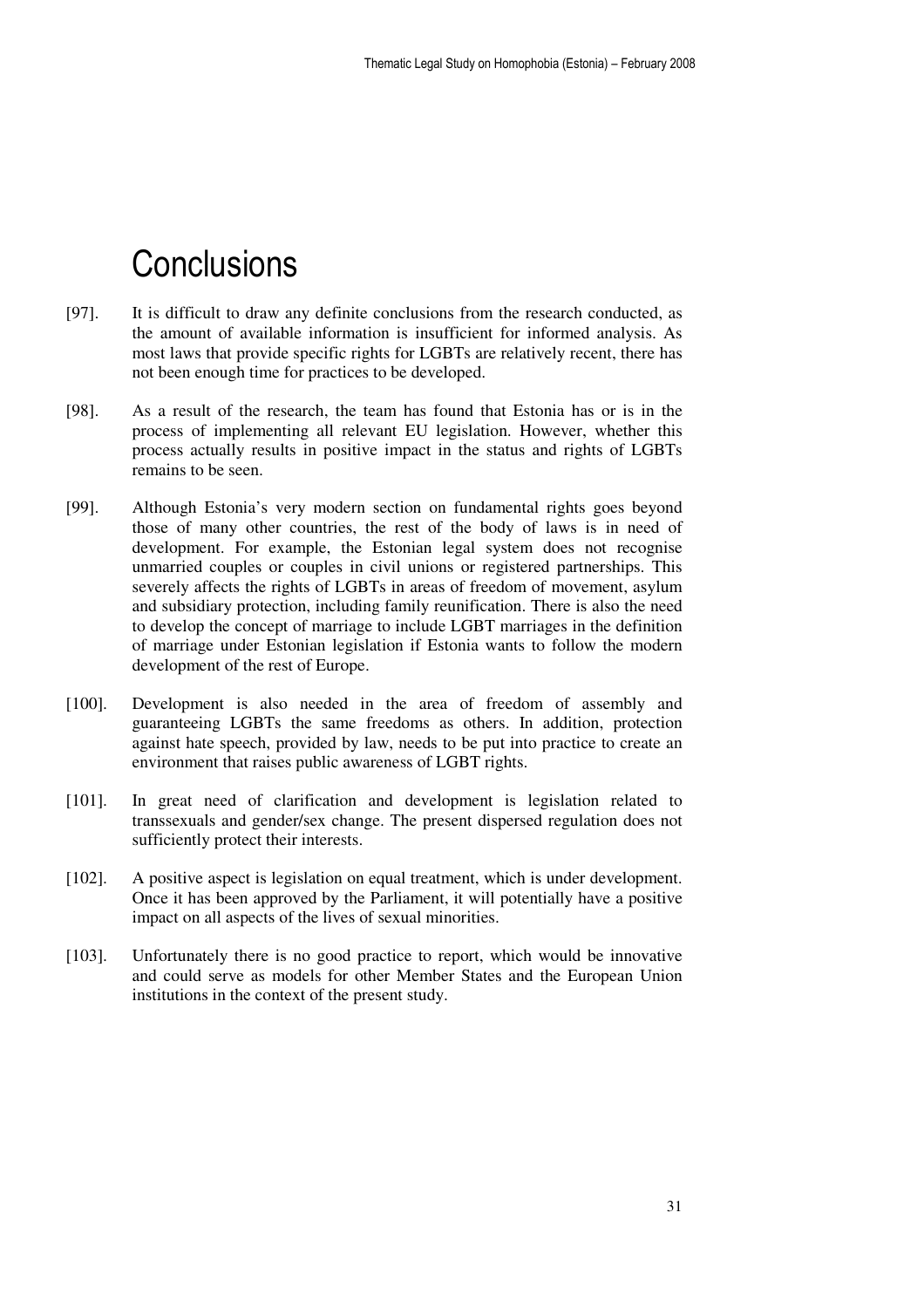# Conclusions

[97]. It is difficult to draw any definite conclusions from the research conducted, as the amount of available information is insufficient for informed analysis. As most laws that provide specific rights for LGBTs are relatively recent, there has not been enough time for practices to be developed.

[98]. As a result of the research, the team has found that Estonia has or is in the process of implementing all relevant EU legislation. However, whether this process actually results in positive impact in the status and rights of LGBTs remains to be seen.

[99]. Although Estonia's very modern section on fundamental rights goes beyond those of many other countries, the rest of the body of laws is in need of development. For example, the Estonian legal system does not recognise unmarried couples or couples in civil unions or registered partnerships. This severely affects the rights of LGBTs in areas of freedom of movement, asylum and subsidiary protection, including family reunification. There is also the need to develop the concept of marriage to include LGBT marriages in the definition of marriage under Estonian legislation if Estonia wants to follow the modern development of the rest of Europe.

[100]. Development is also needed in the area of freedom of assembly and guaranteeing LGBTs the same freedoms as others. In addition, protection against hate speech, provided by law, needs to be put into practice to create an environment that raises public awareness of LGBT rights.

[101]. In great need of clarification and development is legislation related to transsexuals and gender/sex change. The present dispersed regulation does not sufficiently protect their interests.

[102]. A positive aspect is legislation on equal treatment, which is under development. Once it has been approved by the Parliament, it will potentially have a positive impact on all aspects of the lives of sexual minorities.

[103]. Unfortunately there is no good practice to report, which would be innovative and could serve as models for other Member States and the European Union institutions in the context of the present study.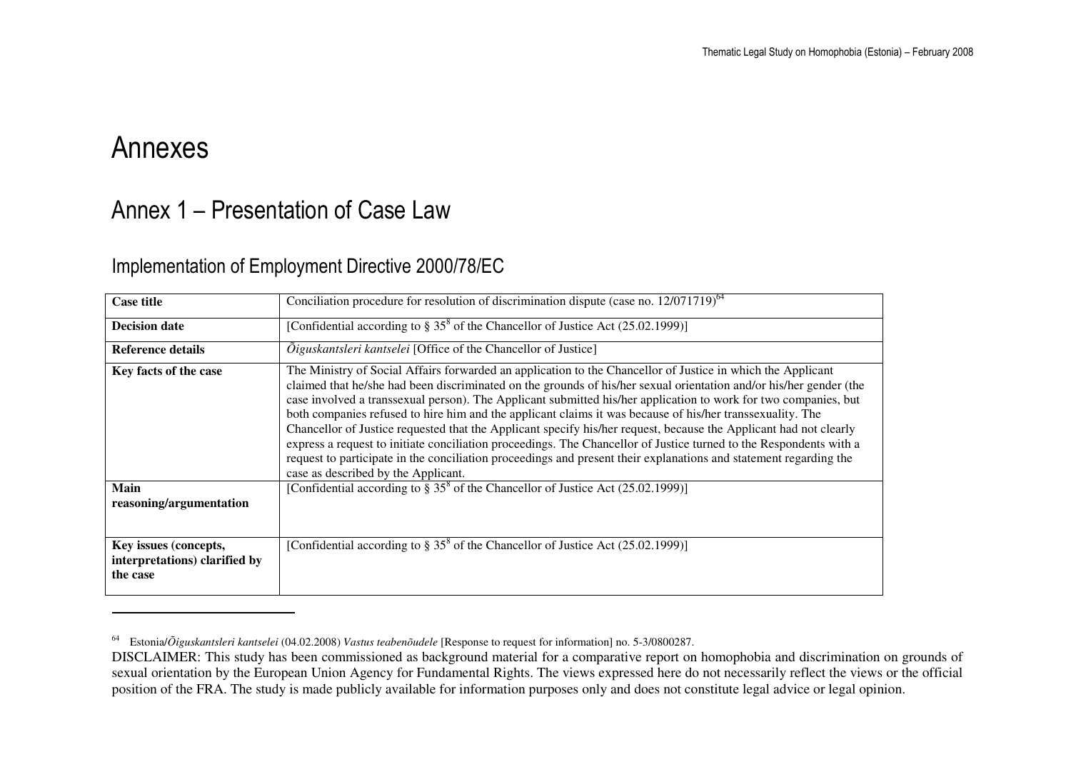# Annexes

## Annex 1 – Presentation of Case Law

### Implementation of Employment Directive 2000/78/EC

| **Case title** | Conciliation procedure for resolution of discrimination dispute (case no. 12/071719)[64] |
|---|---|
| **Decision date** | [Confidential according to § 35[8] of the Chancellor of Justice Act (25.02.1999)] |
| **Reference details** | *Õiguskantsleri kantselei* [Office of the Chancellor of Justice] |
| **Key facts of the case** | The Ministry of Social Affairs forwarded an application to the Chancellor of Justice in which the Applicant claimed that he/she had been discriminated on the grounds of his/her sexual orientation and/or his/her gender (the case involved a transsexual person). The Applicant submitted his/her application to work for two companies, but both companies refused to hire him and the applicant claims it was because of his/her transsexuality. The Chancellor of Justice requested that the Applicant specify his/her request, because the Applicant had not clearly express a request to initiate conciliation proceedings. The Chancellor of Justice turned to the Respondents with a request to participate in the conciliation proceedings and present their explanations and statement regarding the case as described by the Applicant. |
| **Main reasoning/argumentation** | [Confidential according to § 35[8] of the Chancellor of Justice Act (25.02.1999)] |
| **Key issues (concepts, interpretations) clarified by the case** | [Confidential according to § 35[8] of the Chancellor of Justice Act (25.02.1999)] |

---

[64] Estonia/*Õiguskantsleri kantselei* (04.02.2008) *Vastus teabenõudele* [Response to request for information] no. 5-3/0800287.

DISCLAIMER: This study has been commissioned as background material for a comparative report on homophobia and discrimination on grounds of sexual orientation by the European Union Agency for Fundamental Rights. The views expressed here do not necessarily reflect the views or the official position of the FRA. The study is made publicly available for information purposes only and does not constitute legal advice or legal opinion.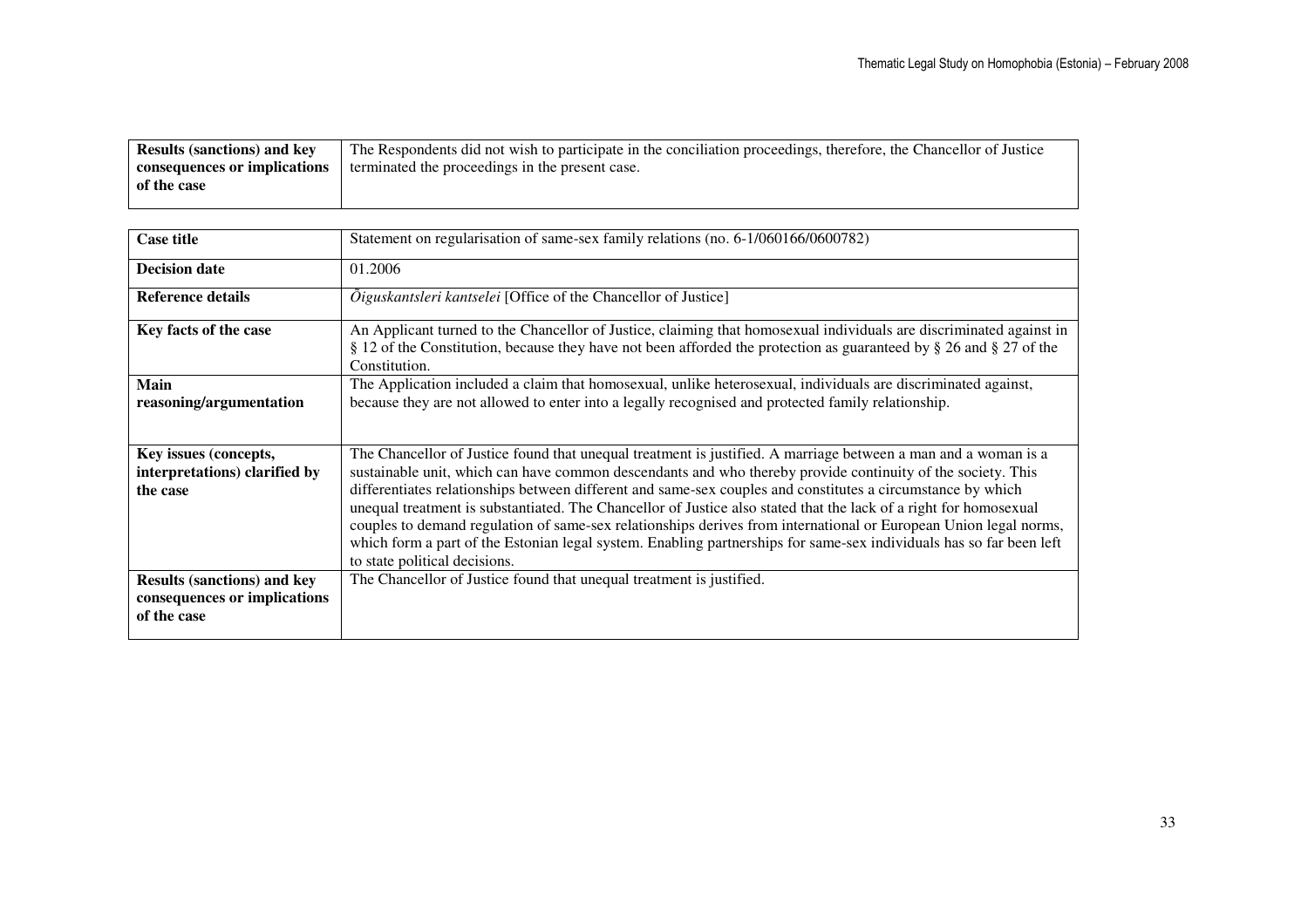| | |
|---|---|
| **Results (sanctions) and key consequences or implications of the case** | The Respondents did not wish to participate in the conciliation proceedings, therefore, the Chancellor of Justice terminated the proceedings in the present case. |

| | |
|---|---|
| **Case title** | Statement on regularisation of same-sex family relations (no. 6-1/060166/0600782) |
| **Decision date** | 01.2006 |
| **Reference details** | *Õiguskantsleri kantselei* [Office of the Chancellor of Justice] |
| **Key facts of the case** | An Applicant turned to the Chancellor of Justice, claiming that homosexual individuals are discriminated against in § 12 of the Constitution, because they have not been afforded the protection as guaranteed by § 26 and § 27 of the Constitution. |
| **Main reasoning/argumentation** | The Application included a claim that homosexual, unlike heterosexual, individuals are discriminated against, because they are not allowed to enter into a legally recognised and protected family relationship. |
| **Key issues (concepts, interpretations) clarified by the case** | The Chancellor of Justice found that unequal treatment is justified. A marriage between a man and a woman is a sustainable unit, which can have common descendants and who thereby provide continuity of the society. This differentiates relationships between different and same-sex couples and constitutes a circumstance by which unequal treatment is substantiated. The Chancellor of Justice also stated that the lack of a right for homosexual couples to demand regulation of same-sex relationships derives from international or European Union legal norms, which form a part of the Estonian legal system. Enabling partnerships for same-sex individuals has so far been left to state political decisions. |
| **Results (sanctions) and key consequences or implications of the case** | The Chancellor of Justice found that unequal treatment is justified. |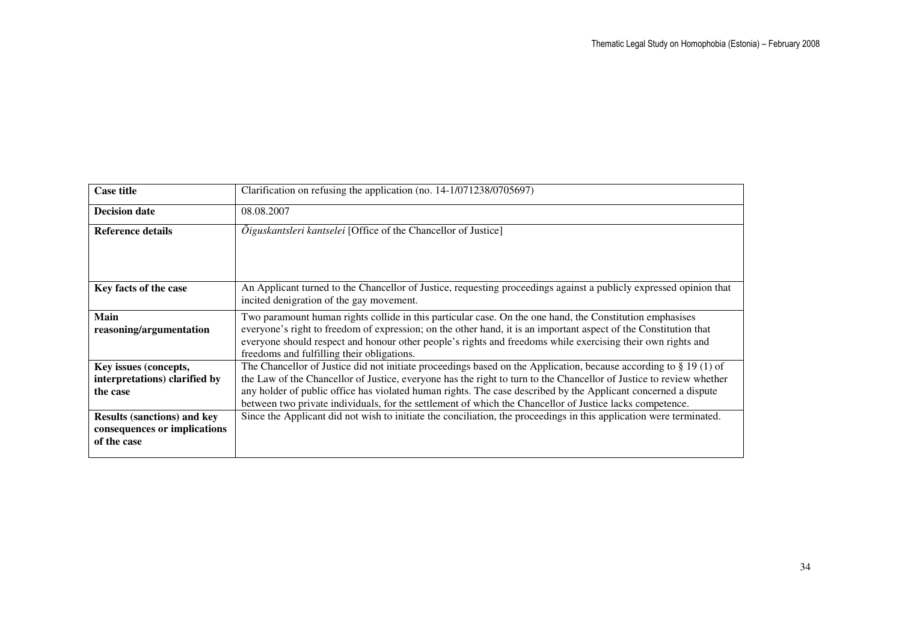| **Case title** | Clarification on refusing the application (no. 14-1/071238/0705697) |
|---|---|
| **Decision date** | 08.08.2007 |
| **Reference details** | *Õiguskantsleri kantselei* [Office of the Chancellor of Justice] |
| **Key facts of the case** | An Applicant turned to the Chancellor of Justice, requesting proceedings against a publicly expressed opinion that incited denigration of the gay movement. |
| **Main reasoning/argumentation** | Two paramount human rights collide in this particular case. On the one hand, the Constitution emphasises everyone's right to freedom of expression; on the other hand, it is an important aspect of the Constitution that everyone should respect and honour other people's rights and freedoms while exercising their own rights and freedoms and fulfilling their obligations. |
| **Key issues (concepts, interpretations) clarified by the case** | The Chancellor of Justice did not initiate proceedings based on the Application, because according to § 19 (1) of the Law of the Chancellor of Justice, everyone has the right to turn to the Chancellor of Justice to review whether any holder of public office has violated human rights. The case described by the Applicant concerned a dispute between two private individuals, for the settlement of which the Chancellor of Justice lacks competence. |
| **Results (sanctions) and key consequences or implications of the case** | Since the Applicant did not wish to initiate the conciliation, the proceedings in this application were terminated. |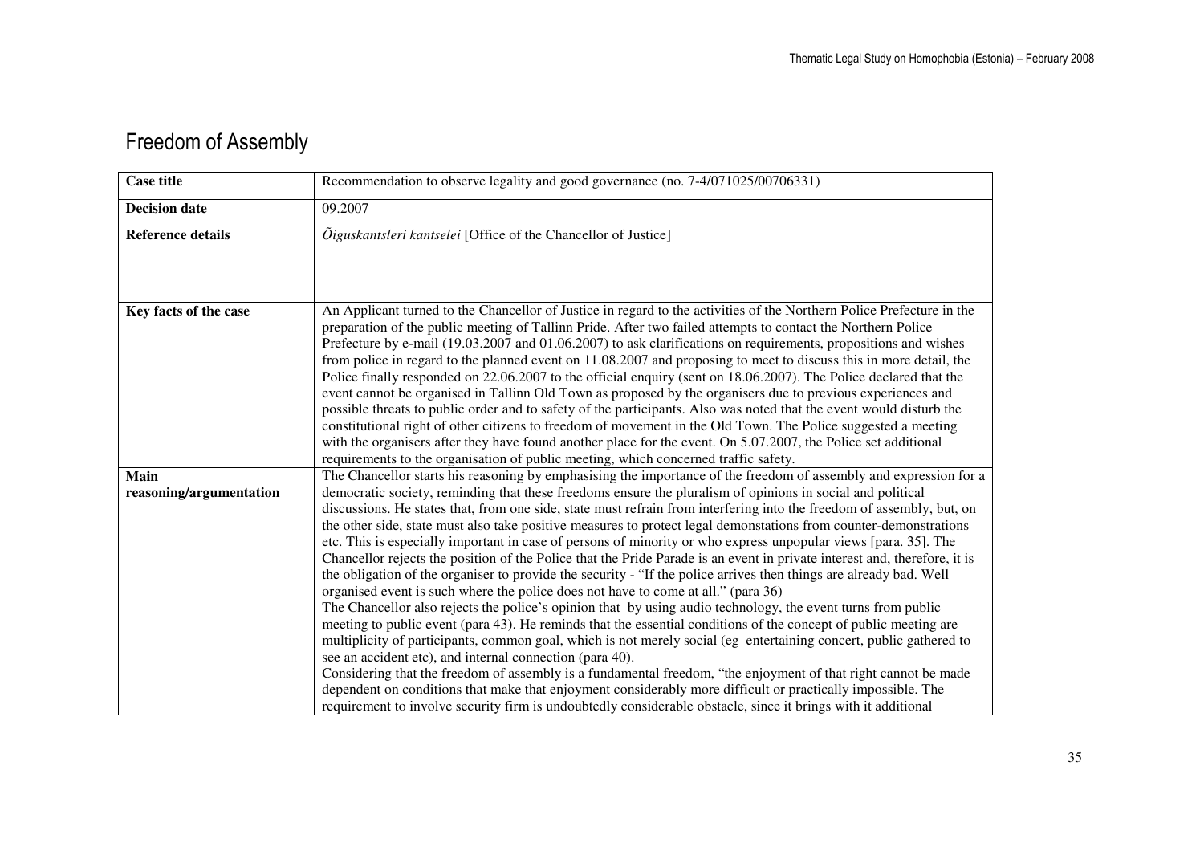# Freedom of Assembly

| Case title | Recommendation to observe legality and good governance (no. 7-4/071025/00706331) |
|---|---|
| **Decision date** | 09.2007 |
| **Reference details** | *Õiguskantsleri kantselei* [Office of the Chancellor of Justice] |
| **Key facts of the case** | An Applicant turned to the Chancellor of Justice in regard to the activities of the Northern Police Prefecture in the preparation of the public meeting of Tallinn Pride. After two failed attempts to contact the Northern Police Prefecture by e-mail (19.03.2007 and 01.06.2007) to ask clarifications on requirements, propositions and wishes from police in regard to the planned event on 11.08.2007 and proposing to meet to discuss this in more detail, the Police finally responded on 22.06.2007 to the official enquiry (sent on 18.06.2007). The Police declared that the event cannot be organised in Tallinn Old Town as proposed by the organisers due to previous experiences and possible threats to public order and to safety of the participants. Also was noted that the event would disturb the constitutional right of other citizens to freedom of movement in the Old Town. The Police suggested a meeting with the organisers after they have found another place for the event. On 5.07.2007, the Police set additional requirements to the organisation of public meeting, which concerned traffic safety. |
| **Main reasoning/argumentation** | The Chancellor starts his reasoning by emphasising the importance of the freedom of assembly and expression for a democratic society, reminding that these freedoms ensure the pluralism of opinions in social and political discussions. He states that, from one side, state must refrain from interfering into the freedom of assembly, but, on the other side, state must also take positive measures to protect legal demonstations from counter-demonstrations etc. This is especially important in case of persons of minority or who express unpopular views [para. 35]. The Chancellor rejects the position of the Police that the Pride Parade is an event in private interest and, therefore, it is the obligation of the organiser to provide the security - "If the police arrives then things are already bad. Well organised event is such where the police does not have to come at all." (para 36)<br>The Chancellor also rejects the police's opinion that by using audio technology, the event turns from public meeting to public event (para 43). He reminds that the essential conditions of the concept of public meeting are multiplicity of participants, common goal, which is not merely social (eg entertaining concert, public gathered to see an accident etc), and internal connection (para 40).<br>Considering that the freedom of assembly is a fundamental freedom, "the enjoyment of that right cannot be made dependent on conditions that make that enjoyment considerably more difficult or practically impossible. The requirement to involve security firm is undoubtedly considerable obstacle, since it brings with it additional |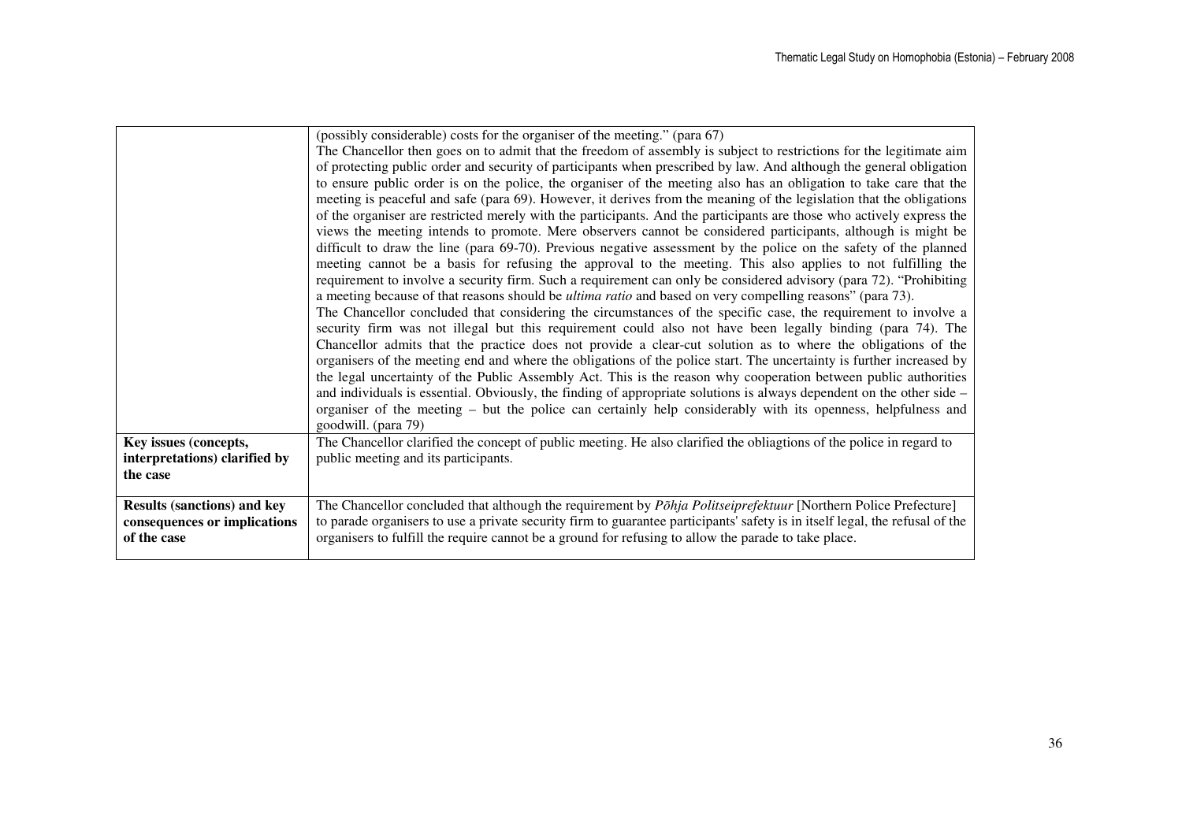| | |
|---|---|
| | (possibly considerable) costs for the organiser of the meeting." (para 67)<br>The Chancellor then goes on to admit that the freedom of assembly is subject to restrictions for the legitimate aim of protecting public order and security of participants when prescribed by law. And although the general obligation to ensure public order is on the police, the organiser of the meeting also has an obligation to take care that the meeting is peaceful and safe (para 69). However, it derives from the meaning of the legislation that the obligations of the organiser are restricted merely with the participants. And the participants are those who actively express the views the meeting intends to promote. Mere observers cannot be considered participants, although is might be difficult to draw the line (para 69-70). Previous negative assessment by the police on the safety of the planned meeting cannot be a basis for refusing the approval to the meeting. This also applies to not fulfilling the requirement to involve a security firm. Such a requirement can only be considered advisory (para 72). "Prohibiting a meeting because of that reasons should be *ultima ratio* and based on very compelling reasons" (para 73).<br>The Chancellor concluded that considering the circumstances of the specific case, the requirement to involve a security firm was not illegal but this requirement could also not have been legally binding (para 74). The Chancellor admits that the practice does not provide a clear-cut solution as to where the obligations of the organisers of the meeting end and where the obligations of the police start. The uncertainty is further increased by the legal uncertainty of the Public Assembly Act. This is the reason why cooperation between public authorities and individuals is essential. Obviously, the finding of appropriate solutions is always dependent on the other side – organiser of the meeting – but the police can certainly help considerably with its openness, helpfulness and goodwill. (para 79) |
| **Key issues (concepts, interpretations) clarified by the case** | The Chancellor clarified the concept of public meeting. He also clarified the obliagtions of the police in regard to public meeting and its participants. |
| **Results (sanctions) and key consequences or implications of the case** | The Chancellor concluded that although the requirement by *Põhja Politseiprefektuur* [Northern Police Prefecture] to parade organisers to use a private security firm to guarantee participants' safety is in itself legal, the refusal of the organisers to fulfill the require cannot be a ground for refusing to allow the parade to take place. |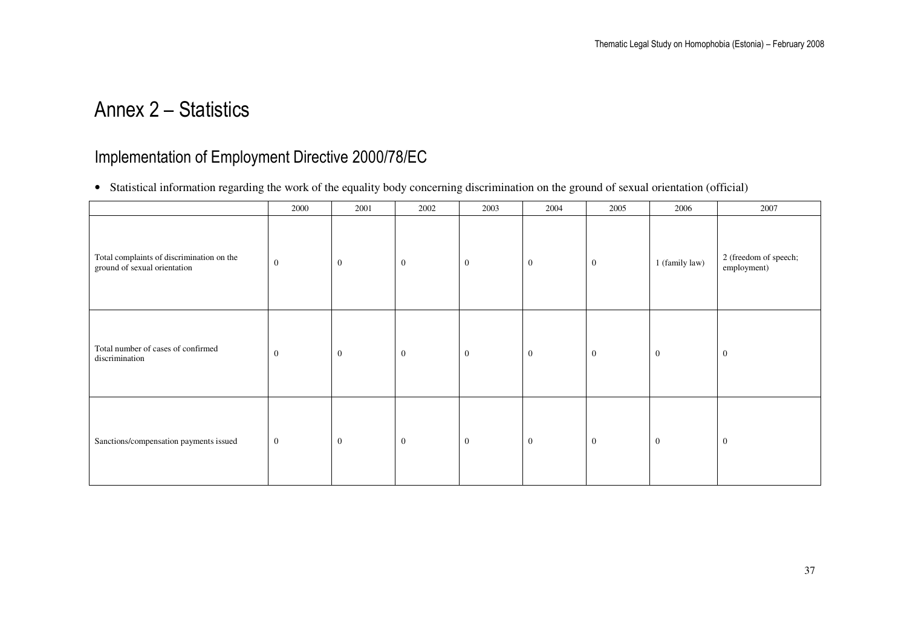# Annex 2 – Statistics

## Implementation of Employment Directive 2000/78/EC

- Statistical information regarding the work of the equality body concerning discrimination on the ground of sexual orientation (official)

| | 2000 | 2001 | 2002 | 2003 | 2004 | 2005 | 2006 | 2007 |
|---|---|---|---|---|---|---|---|---|
| Total complaints of discrimination on the ground of sexual orientation | 0 | 0 | 0 | 0 | 0 | 0 | 1 (family law) | 2 (freedom of speech; employment) |
| Total number of cases of confirmed discrimination | 0 | 0 | 0 | 0 | 0 | 0 | 0 | 0 |
| Sanctions/compensation payments issued | 0 | 0 | 0 | 0 | 0 | 0 | 0 | 0 |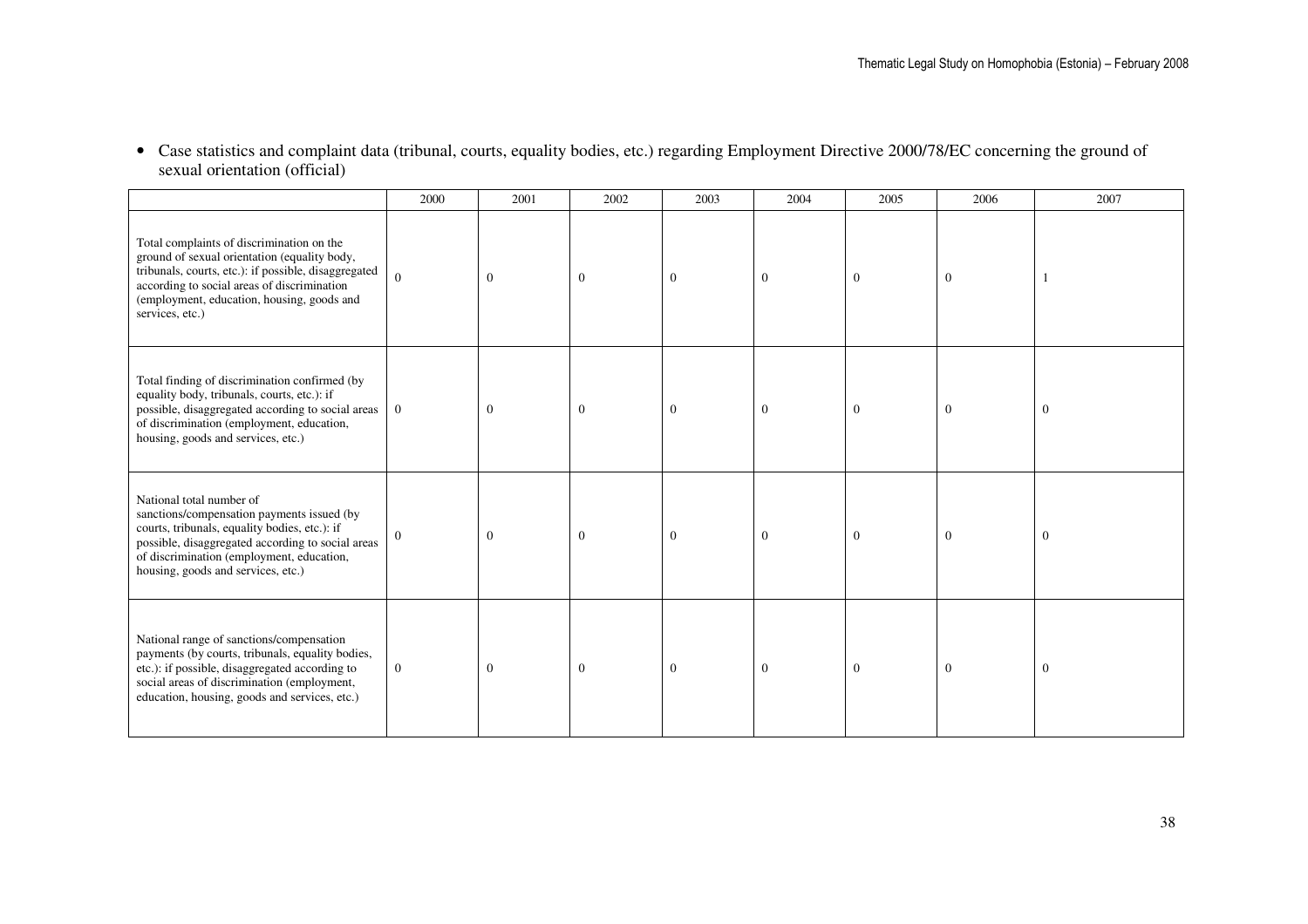- Case statistics and complaint data (tribunal, courts, equality bodies, etc.) regarding Employment Directive 2000/78/EC concerning the ground of sexual orientation (official)

| | 2000 | 2001 | 2002 | 2003 | 2004 | 2005 | 2006 | 2007 |
|---|---|---|---|---|---|---|---|---|
| Total complaints of discrimination on the ground of sexual orientation (equality body, tribunals, courts, etc.): if possible, disaggregated according to social areas of discrimination (employment, education, housing, goods and services, etc.) | 0 | 0 | 0 | 0 | 0 | 0 | 0 | 1 |
| Total finding of discrimination confirmed (by equality body, tribunals, courts, etc.): if possible, disaggregated according to social areas of discrimination (employment, education, housing, goods and services, etc.) | 0 | 0 | 0 | 0 | 0 | 0 | 0 | 0 |
| National total number of sanctions/compensation payments issued (by courts, tribunals, equality bodies, etc.): if possible, disaggregated according to social areas of discrimination (employment, education, housing, goods and services, etc.) | 0 | 0 | 0 | 0 | 0 | 0 | 0 | 0 |
| National range of sanctions/compensation payments (by courts, tribunals, equality bodies, etc.): if possible, disaggregated according to social areas of discrimination (employment, education, housing, goods and services, etc.) | 0 | 0 | 0 | 0 | 0 | 0 | 0 | 0 |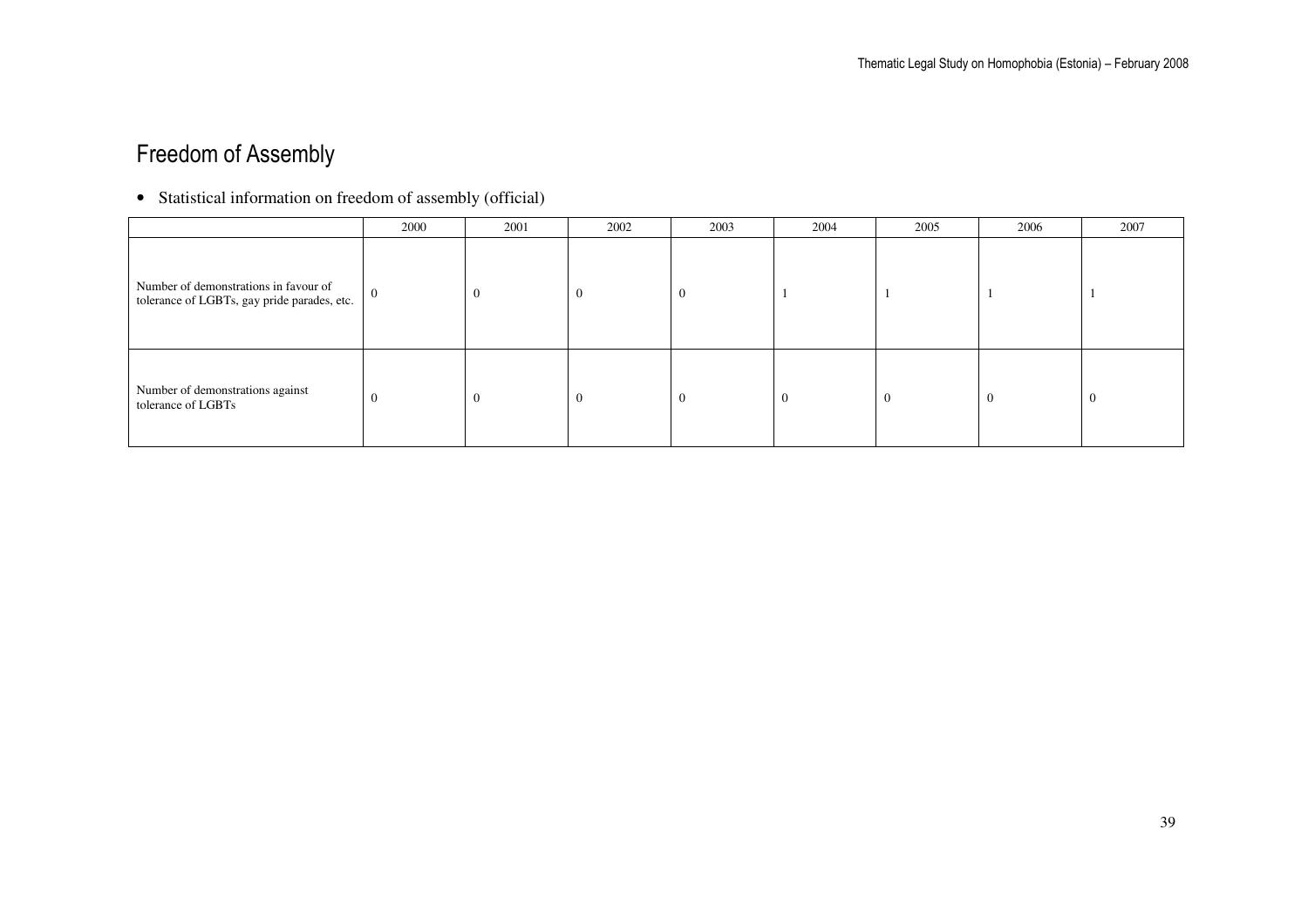## Freedom of Assembly

- Statistical information on freedom of assembly (official)

| | 2000 | 2001 | 2002 | 2003 | 2004 | 2005 | 2006 | 2007 |
|---|---|---|---|---|---|---|---|---|
| Number of demonstrations in favour of tolerance of LGBTs, gay pride parades, etc. | 0 | 0 | 0 | 0 | 1 | 1 | 1 | 1 |
| Number of demonstrations against tolerance of LGBTs | 0 | 0 | 0 | 0 | 0 | 0 | 0 | 0 |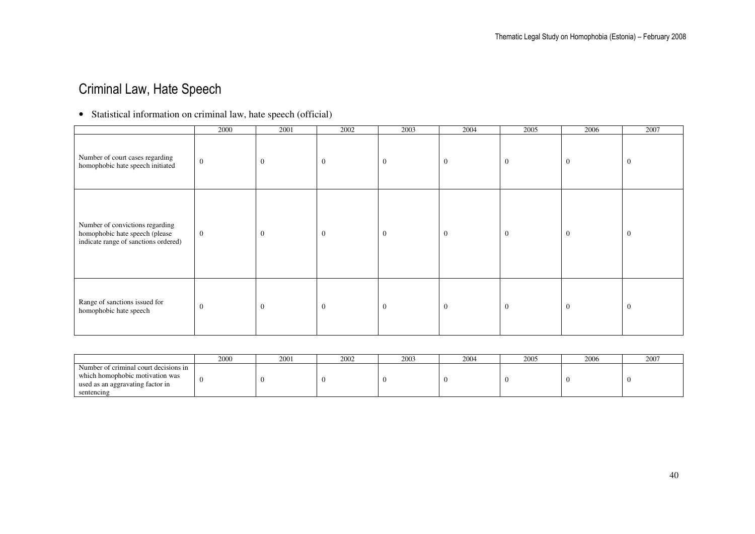# Criminal Law, Hate Speech

- Statistical information on criminal law, hate speech (official)

| | 2000 | 2001 | 2002 | 2003 | 2004 | 2005 | 2006 | 2007 |
|---|---|---|---|---|---|---|---|---|
| Number of court cases regarding homophobic hate speech initiated | 0 | 0 | 0 | 0 | 0 | 0 | 0 | 0 |
| Number of convictions regarding homophobic hate speech (please indicate range of sanctions ordered) | 0 | 0 | 0 | 0 | 0 | 0 | 0 | 0 |
| Range of sanctions issued for homophobic hate speech | 0 | 0 | 0 | 0 | 0 | 0 | 0 | 0 |

| | 2000 | 2001 | 2002 | 2003 | 2004 | 2005 | 2006 | 2007 |
|---|---|---|---|---|---|---|---|---|
| Number of criminal court decisions in which homophobic motivation was used as an aggravating factor in sentencing | 0 | 0 | 0 | 0 | 0 | 0 | 0 | 0 |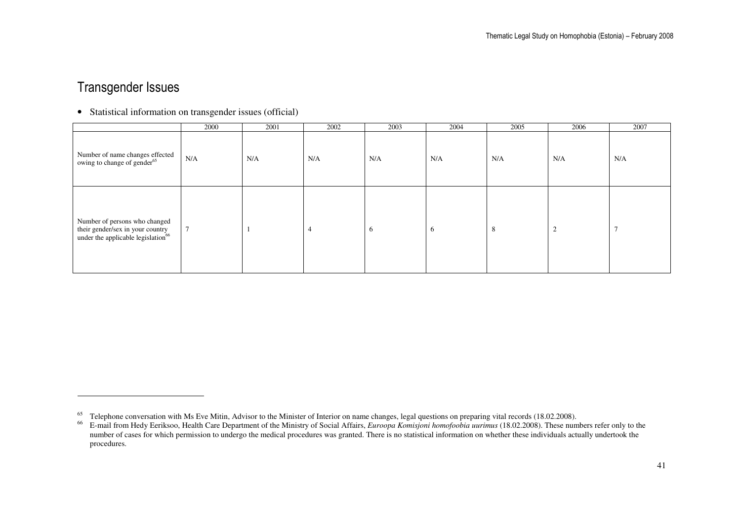## Transgender Issues

- Statistical information on transgender issues (official)

| | 2000 | 2001 | 2002 | 2003 | 2004 | 2005 | 2006 | 2007 |
|---|---|---|---|---|---|---|---|---|
| Number of name changes effected owing to change of gender[65] | N/A | N/A | N/A | N/A | N/A | N/A | N/A | N/A |
| Number of persons who changed their gender/sex in your country under the applicable legislation[66] | 7 | 1 | 4 | 6 | 6 | 8 | 2 | 7 |

---

[65] Telephone conversation with Ms Eve Mitin, Advisor to the Minister of Interior on name changes, legal questions on preparing vital records (18.02.2008).

[66] E-mail from Hedy Eeriksoo, Health Care Department of the Ministry of Social Affairs, *Euroopa Komisjoni homofoobia uurimus* (18.02.2008). These numbers refer only to the number of cases for which permission to undergo the medical procedures was granted. There is no statistical information on whether these individuals actually undertook the procedures.